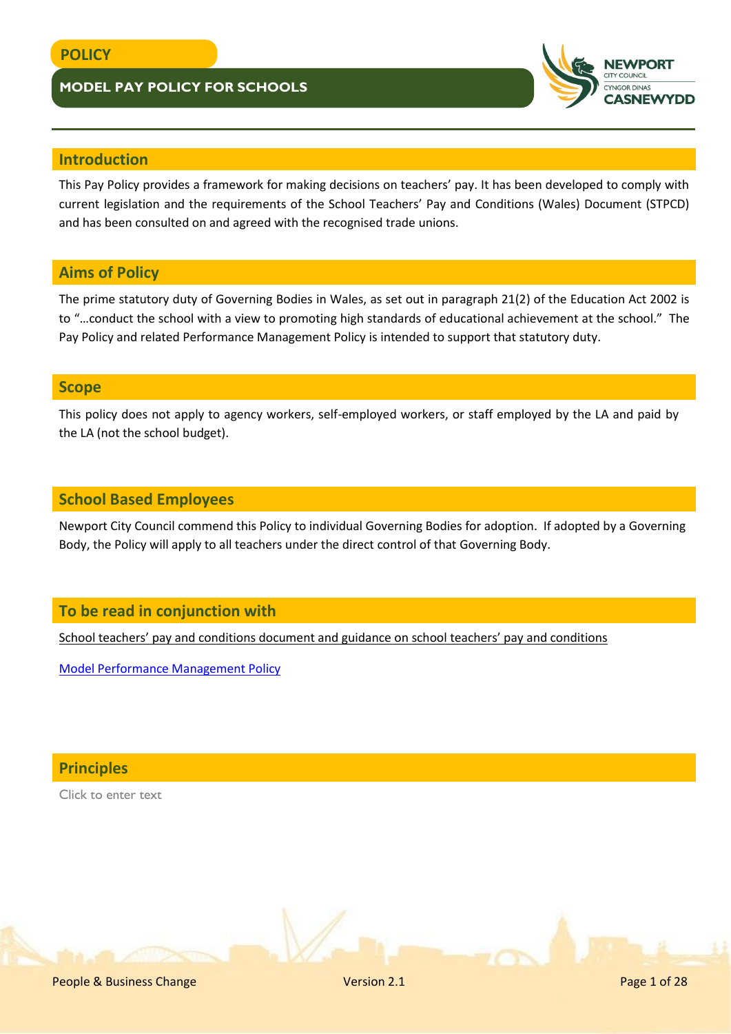# POLICY

## MODEL PAY POLICY FOR SCHOOLS

## Introduction

This Pay Policy provides a framework for making decisions on teachers' pay. It has been developed to comply with current legislation and the requirements of the School Teachers' Pay and Conditions (Wales) Document (STPCD) and has been consulted on and agreed with the recognised trade unions.

## Aims of Policy

The prime statutory duty of Governing Bodies in Wales, as set out in paragraph 21(2) of the Education Act 2002 is to "…conduct the school with a view to promoting high standards of educational achievement at the school." The Pay Policy and related Performance Management Policy is intended to support that statutory duty.

## Scope

This policy does not apply to agency workers, self-employed workers, or staff employed by the LA and paid by the LA (not the school budget).

## School Based Employees

Newport City Council commend this Policy to individual Governing Bodies for adoption. If adopted by a Governing Body, the Policy will apply to all teachers under the direct control of that Governing Body.

## To be read in conjunction with

School teachers' pay and conditions document and guidance on school teachers' pay and conditions

Model Performance Management Policy

## Principles

Click to enter text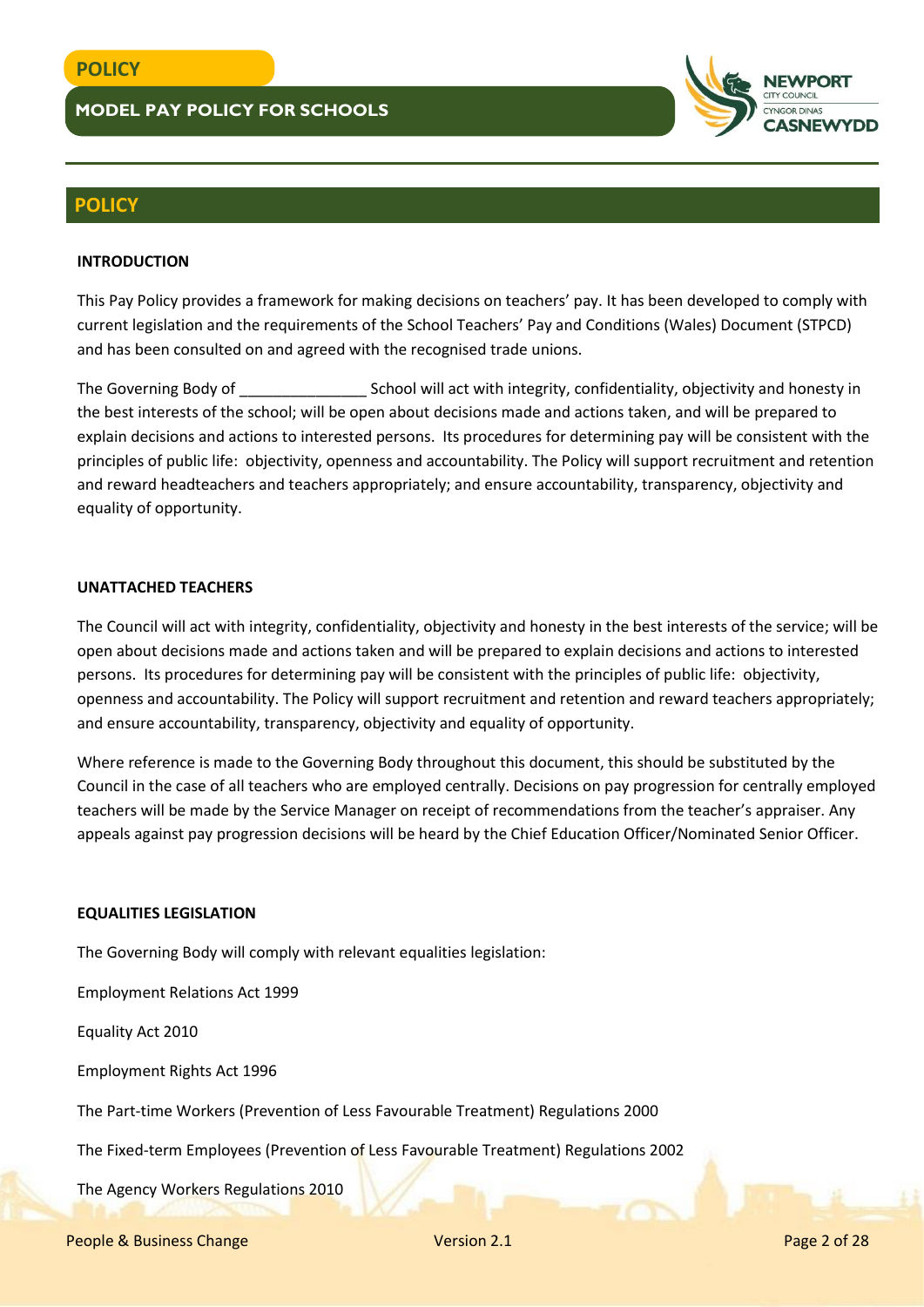## POLICY

### INTRODUCTION

This Pay Policy provides a framework for making decisions on teachers' pay. It has been developed to comply with current legislation and the requirements of the School Teachers' Pay and Conditions (Wales) Document (STPCD) and has been consulted on and agreed with the recognised trade unions.

The Governing Body of _______________ School will act with integrity, confidentiality, objectivity and honesty in the best interests of the school; will be open about decisions made and actions taken, and will be prepared to explain decisions and actions to interested persons. Its procedures for determining pay will be consistent with the principles of public life: objectivity, openness and accountability. The Policy will support recruitment and retention and reward headteachers and teachers appropriately; and ensure accountability, transparency, objectivity and equality of opportunity.

### UNATTACHED TEACHERS

The Council will act with integrity, confidentiality, objectivity and honesty in the best interests of the service; will be open about decisions made and actions taken and will be prepared to explain decisions and actions to interested persons. Its procedures for determining pay will be consistent with the principles of public life: objectivity, openness and accountability. The Policy will support recruitment and retention and reward teachers appropriately; and ensure accountability, transparency, objectivity and equality of opportunity.

Where reference is made to the Governing Body throughout this document, this should be substituted by the Council in the case of all teachers who are employed centrally. Decisions on pay progression for centrally employed teachers will be made by the Service Manager on receipt of recommendations from the teacher's appraiser. Any appeals against pay progression decisions will be heard by the Chief Education Officer/Nominated Senior Officer.

### EQUALITIES LEGISLATION

The Governing Body will comply with relevant equalities legislation:

Employment Relations Act 1999

Equality Act 2010

Employment Rights Act 1996

The Part-time Workers (Prevention of Less Favourable Treatment) Regulations 2000

The Fixed-term Employees (Prevention of Less Favourable Treatment) Regulations 2002

The Agency Workers Regulations 2010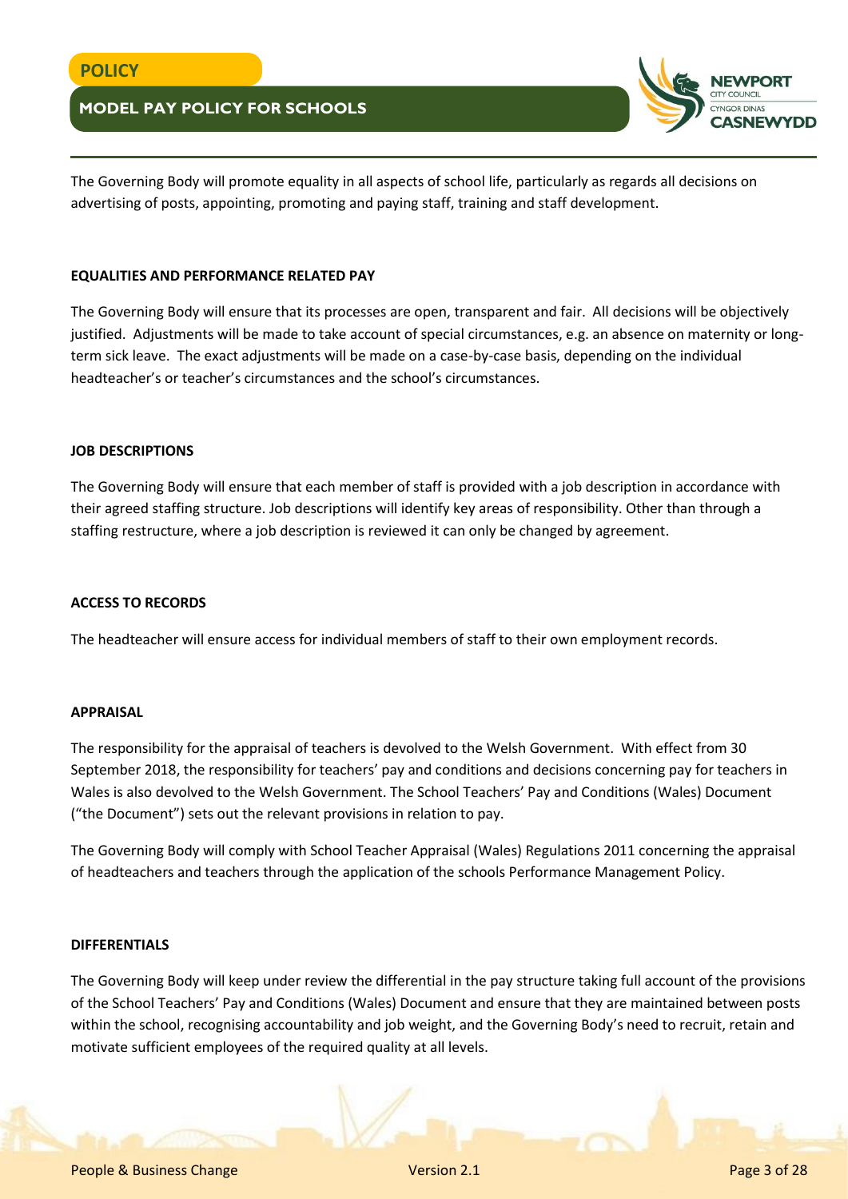The Governing Body will promote equality in all aspects of school life, particularly as regards all decisions on advertising of posts, appointing, promoting and paying staff, training and staff development.

**EQUALITIES AND PERFORMANCE RELATED PAY**

The Governing Body will ensure that its processes are open, transparent and fair. All decisions will be objectively justified. Adjustments will be made to take account of special circumstances, e.g. an absence on maternity or long-term sick leave. The exact adjustments will be made on a case-by-case basis, depending on the individual headteacher's or teacher's circumstances and the school's circumstances.

**JOB DESCRIPTIONS**

The Governing Body will ensure that each member of staff is provided with a job description in accordance with their agreed staffing structure. Job descriptions will identify key areas of responsibility. Other than through a staffing restructure, where a job description is reviewed it can only be changed by agreement.

**ACCESS TO RECORDS**

The headteacher will ensure access for individual members of staff to their own employment records.

**APPRAISAL**

The responsibility for the appraisal of teachers is devolved to the Welsh Government. With effect from 30 September 2018, the responsibility for teachers' pay and conditions and decisions concerning pay for teachers in Wales is also devolved to the Welsh Government. The School Teachers' Pay and Conditions (Wales) Document ("the Document") sets out the relevant provisions in relation to pay.

The Governing Body will comply with School Teacher Appraisal (Wales) Regulations 2011 concerning the appraisal of headteachers and teachers through the application of the schools Performance Management Policy.

**DIFFERENTIALS**

The Governing Body will keep under review the differential in the pay structure taking full account of the provisions of the School Teachers' Pay and Conditions (Wales) Document and ensure that they are maintained between posts within the school, recognising accountability and job weight, and the Governing Body's need to recruit, retain and motivate sufficient employees of the required quality at all levels.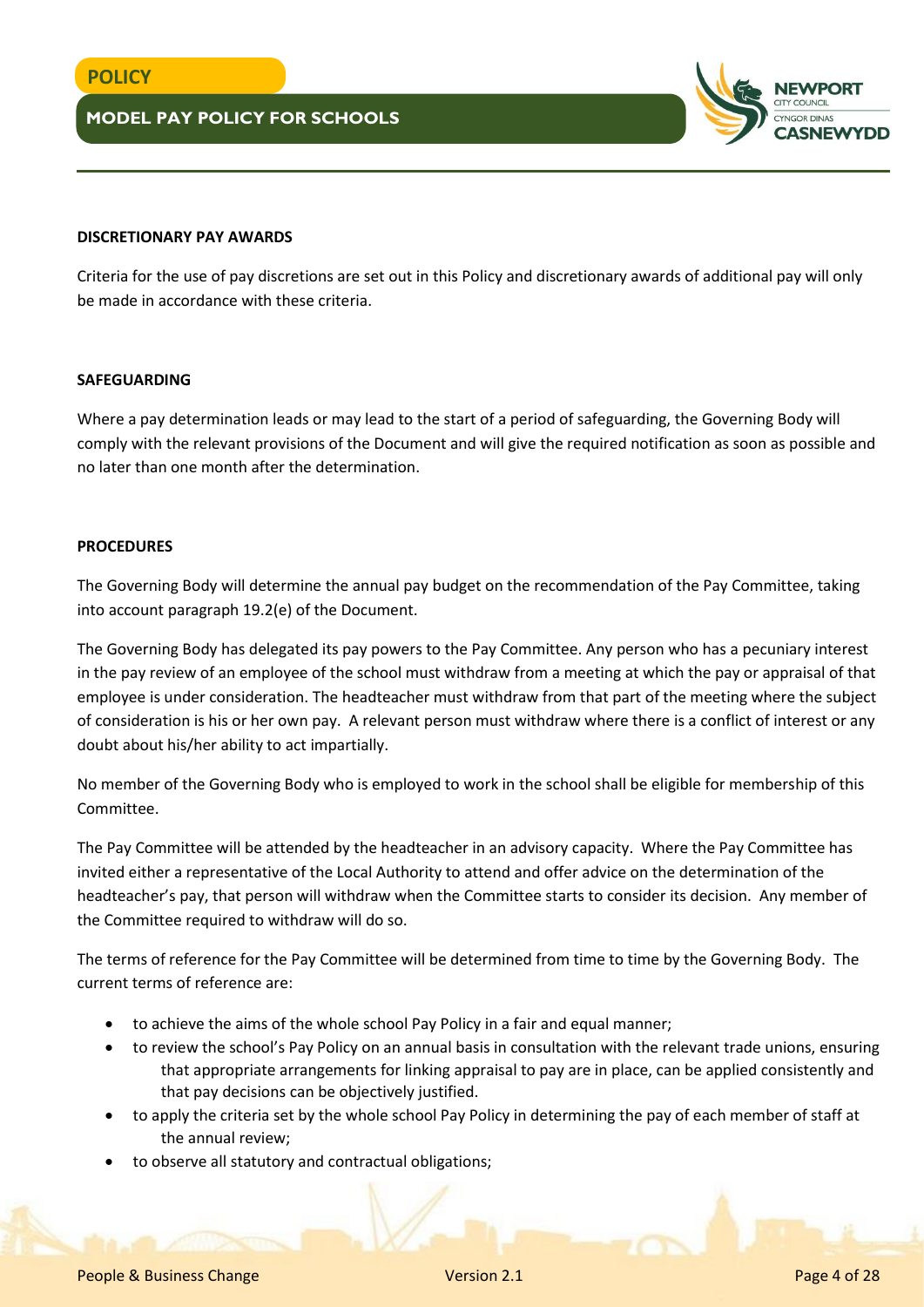#### DISCRETIONARY PAY AWARDS

Criteria for the use of pay discretions are set out in this Policy and discretionary awards of additional pay will only be made in accordance with these criteria.

#### SAFEGUARDING

Where a pay determination leads or may lead to the start of a period of safeguarding, the Governing Body will comply with the relevant provisions of the Document and will give the required notification as soon as possible and no later than one month after the determination.

#### PROCEDURES

The Governing Body will determine the annual pay budget on the recommendation of the Pay Committee, taking into account paragraph 19.2(e) of the Document.

The Governing Body has delegated its pay powers to the Pay Committee. Any person who has a pecuniary interest in the pay review of an employee of the school must withdraw from a meeting at which the pay or appraisal of that employee is under consideration. The headteacher must withdraw from that part of the meeting where the subject of consideration is his or her own pay. A relevant person must withdraw where there is a conflict of interest or any doubt about his/her ability to act impartially.

No member of the Governing Body who is employed to work in the school shall be eligible for membership of this Committee.

The Pay Committee will be attended by the headteacher in an advisory capacity. Where the Pay Committee has invited either a representative of the Local Authority to attend and offer advice on the determination of the headteacher's pay, that person will withdraw when the Committee starts to consider its decision. Any member of the Committee required to withdraw will do so.

The terms of reference for the Pay Committee will be determined from time to time by the Governing Body. The current terms of reference are:

- to achieve the aims of the whole school Pay Policy in a fair and equal manner;
- to review the school's Pay Policy on an annual basis in consultation with the relevant trade unions, ensuring that appropriate arrangements for linking appraisal to pay are in place, can be applied consistently and that pay decisions can be objectively justified.
- to apply the criteria set by the whole school Pay Policy in determining the pay of each member of staff at the annual review;
- to observe all statutory and contractual obligations;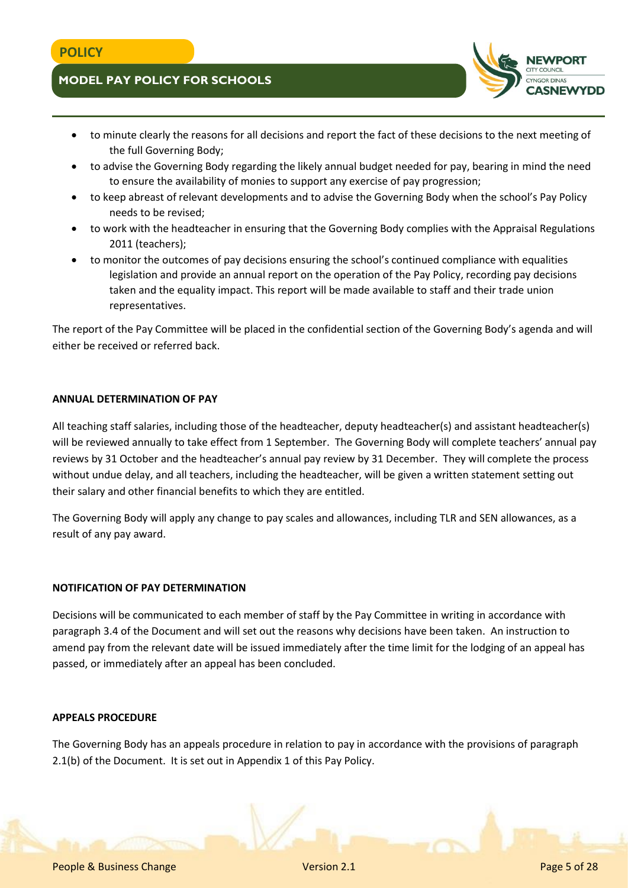- to minute clearly the reasons for all decisions and report the fact of these decisions to the next meeting of the full Governing Body;
- to advise the Governing Body regarding the likely annual budget needed for pay, bearing in mind the need to ensure the availability of monies to support any exercise of pay progression;
- to keep abreast of relevant developments and to advise the Governing Body when the school's Pay Policy needs to be revised;
- to work with the headteacher in ensuring that the Governing Body complies with the Appraisal Regulations 2011 (teachers);
- to monitor the outcomes of pay decisions ensuring the school's continued compliance with equalities legislation and provide an annual report on the operation of the Pay Policy, recording pay decisions taken and the equality impact. This report will be made available to staff and their trade union representatives.

The report of the Pay Committee will be placed in the confidential section of the Governing Body's agenda and will either be received or referred back.

**ANNUAL DETERMINATION OF PAY**

All teaching staff salaries, including those of the headteacher, deputy headteacher(s) and assistant headteacher(s) will be reviewed annually to take effect from 1 September. The Governing Body will complete teachers' annual pay reviews by 31 October and the headteacher's annual pay review by 31 December. They will complete the process without undue delay, and all teachers, including the headteacher, will be given a written statement setting out their salary and other financial benefits to which they are entitled.

The Governing Body will apply any change to pay scales and allowances, including TLR and SEN allowances, as a result of any pay award.

**NOTIFICATION OF PAY DETERMINATION**

Decisions will be communicated to each member of staff by the Pay Committee in writing in accordance with paragraph 3.4 of the Document and will set out the reasons why decisions have been taken. An instruction to amend pay from the relevant date will be issued immediately after the time limit for the lodging of an appeal has passed, or immediately after an appeal has been concluded.

**APPEALS PROCEDURE**

The Governing Body has an appeals procedure in relation to pay in accordance with the provisions of paragraph 2.1(b) of the Document. It is set out in Appendix 1 of this Pay Policy.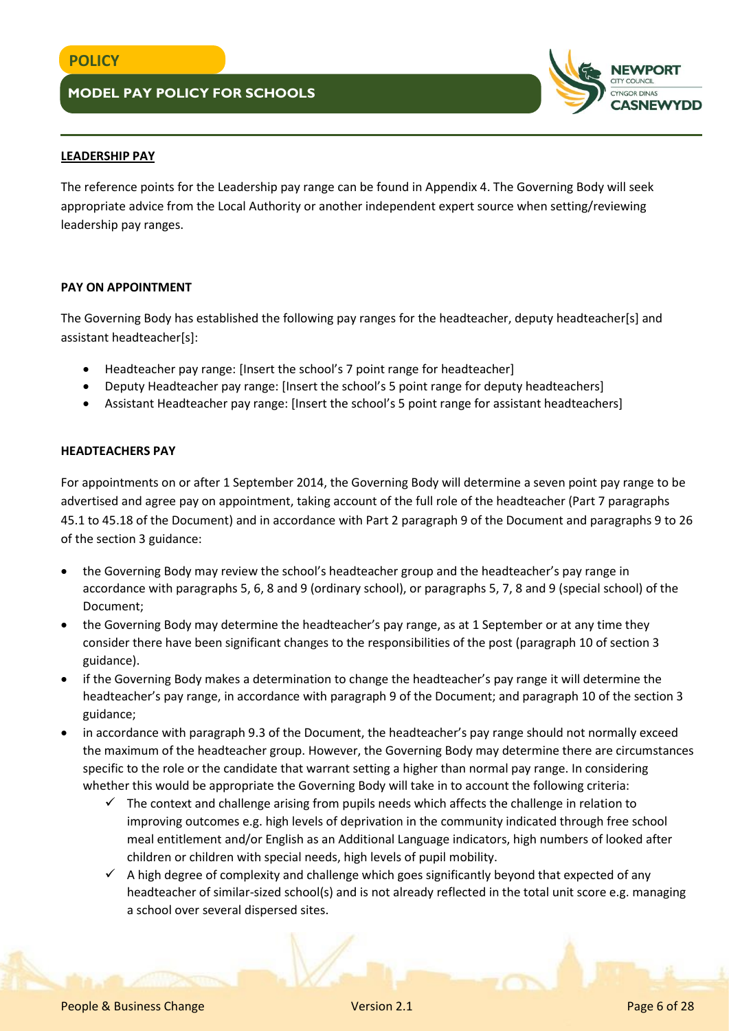## LEADERSHIP PAY

The reference points for the Leadership pay range can be found in Appendix 4. The Governing Body will seek appropriate advice from the Local Authority or another independent expert source when setting/reviewing leadership pay ranges.

### PAY ON APPOINTMENT

The Governing Body has established the following pay ranges for the headteacher, deputy headteacher[s] and assistant headteacher[s]:

- Headteacher pay range: [Insert the school's 7 point range for headteacher]
- Deputy Headteacher pay range: [Insert the school's 5 point range for deputy headteachers]
- Assistant Headteacher pay range: [Insert the school's 5 point range for assistant headteachers]

### HEADTEACHERS PAY

For appointments on or after 1 September 2014, the Governing Body will determine a seven point pay range to be advertised and agree pay on appointment, taking account of the full role of the headteacher (Part 7 paragraphs 45.1 to 45.18 of the Document) and in accordance with Part 2 paragraph 9 of the Document and paragraphs 9 to 26 of the section 3 guidance:

- the Governing Body may review the school's headteacher group and the headteacher's pay range in accordance with paragraphs 5, 6, 8 and 9 (ordinary school), or paragraphs 5, 7, 8 and 9 (special school) of the Document;
- the Governing Body may determine the headteacher's pay range, as at 1 September or at any time they consider there have been significant changes to the responsibilities of the post (paragraph 10 of section 3 guidance).
- if the Governing Body makes a determination to change the headteacher's pay range it will determine the headteacher's pay range, in accordance with paragraph 9 of the Document; and paragraph 10 of the section 3 guidance;
- in accordance with paragraph 9.3 of the Document, the headteacher's pay range should not normally exceed the maximum of the headteacher group. However, the Governing Body may determine there are circumstances specific to the role or the candidate that warrant setting a higher than normal pay range. In considering whether this would be appropriate the Governing Body will take in to account the following criteria:
  - ✓ The context and challenge arising from pupils needs which affects the challenge in relation to improving outcomes e.g. high levels of deprivation in the community indicated through free school meal entitlement and/or English as an Additional Language indicators, high numbers of looked after children or children with special needs, high levels of pupil mobility.
  - ✓ A high degree of complexity and challenge which goes significantly beyond that expected of any headteacher of similar-sized school(s) and is not already reflected in the total unit score e.g. managing a school over several dispersed sites.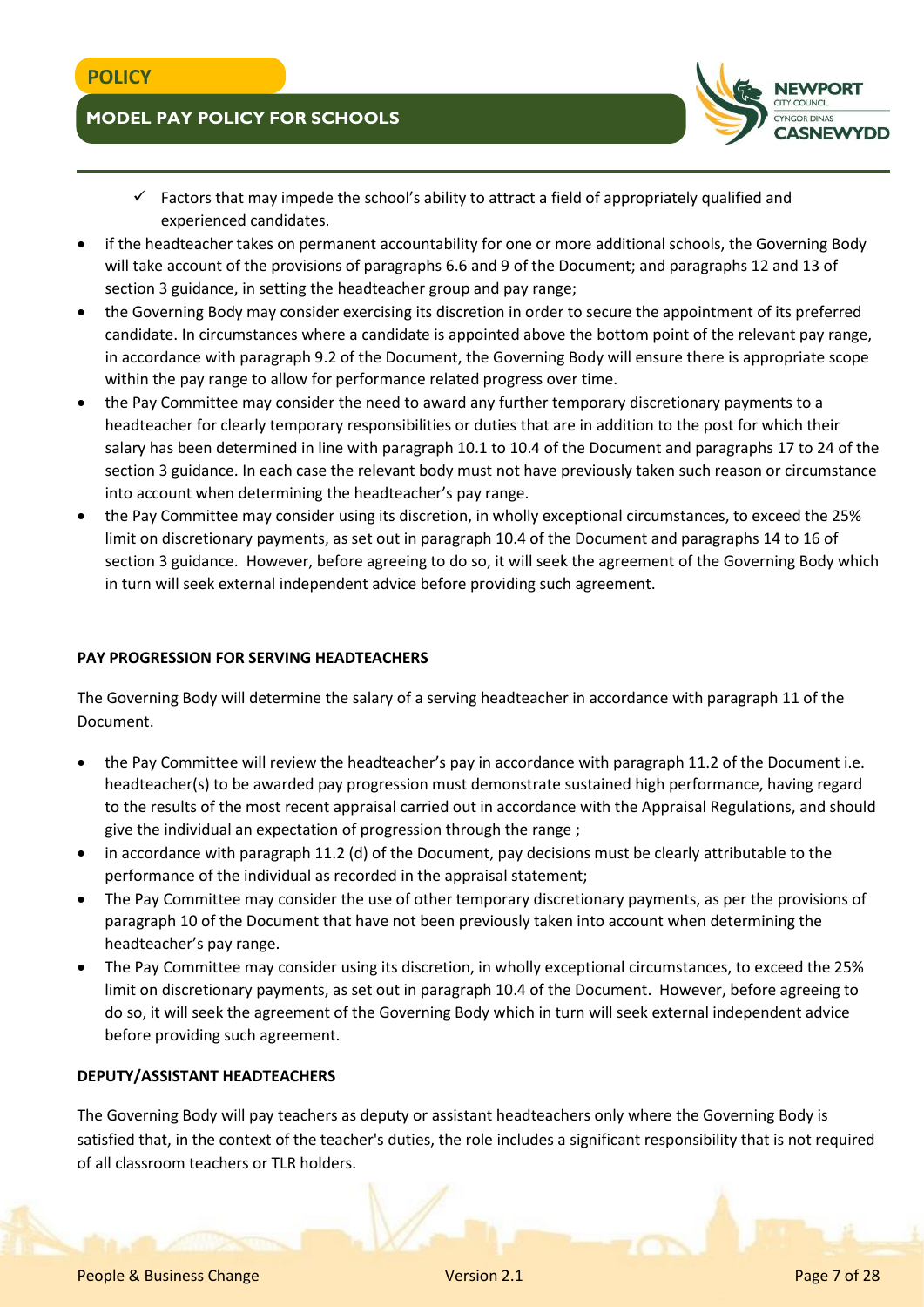- ✓ Factors that may impede the school's ability to attract a field of appropriately qualified and experienced candidates.
- if the headteacher takes on permanent accountability for one or more additional schools, the Governing Body will take account of the provisions of paragraphs 6.6 and 9 of the Document; and paragraphs 12 and 13 of section 3 guidance, in setting the headteacher group and pay range;
- the Governing Body may consider exercising its discretion in order to secure the appointment of its preferred candidate. In circumstances where a candidate is appointed above the bottom point of the relevant pay range, in accordance with paragraph 9.2 of the Document, the Governing Body will ensure there is appropriate scope within the pay range to allow for performance related progress over time.
- the Pay Committee may consider the need to award any further temporary discretionary payments to a headteacher for clearly temporary responsibilities or duties that are in addition to the post for which their salary has been determined in line with paragraph 10.1 to 10.4 of the Document and paragraphs 17 to 24 of the section 3 guidance. In each case the relevant body must not have previously taken such reason or circumstance into account when determining the headteacher's pay range.
- the Pay Committee may consider using its discretion, in wholly exceptional circumstances, to exceed the 25% limit on discretionary payments, as set out in paragraph 10.4 of the Document and paragraphs 14 to 16 of section 3 guidance. However, before agreeing to do so, it will seek the agreement of the Governing Body which in turn will seek external independent advice before providing such agreement.

**PAY PROGRESSION FOR SERVING HEADTEACHERS**

The Governing Body will determine the salary of a serving headteacher in accordance with paragraph 11 of the Document.

- the Pay Committee will review the headteacher's pay in accordance with paragraph 11.2 of the Document i.e. headteacher(s) to be awarded pay progression must demonstrate sustained high performance, having regard to the results of the most recent appraisal carried out in accordance with the Appraisal Regulations, and should give the individual an expectation of progression through the range ;
- in accordance with paragraph 11.2 (d) of the Document, pay decisions must be clearly attributable to the performance of the individual as recorded in the appraisal statement;
- The Pay Committee may consider the use of other temporary discretionary payments, as per the provisions of paragraph 10 of the Document that have not been previously taken into account when determining the headteacher's pay range.
- The Pay Committee may consider using its discretion, in wholly exceptional circumstances, to exceed the 25% limit on discretionary payments, as set out in paragraph 10.4 of the Document. However, before agreeing to do so, it will seek the agreement of the Governing Body which in turn will seek external independent advice before providing such agreement.

**DEPUTY/ASSISTANT HEADTEACHERS**

The Governing Body will pay teachers as deputy or assistant headteachers only where the Governing Body is satisfied that, in the context of the teacher's duties, the role includes a significant responsibility that is not required of all classroom teachers or TLR holders.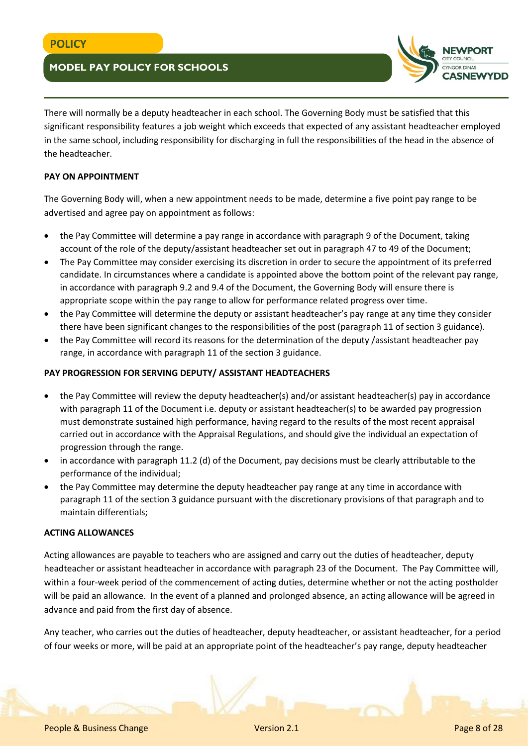There will normally be a deputy headteacher in each school. The Governing Body must be satisfied that this significant responsibility features a job weight which exceeds that expected of any assistant headteacher employed in the same school, including responsibility for discharging in full the responsibilities of the head in the absence of the headteacher.

**PAY ON APPOINTMENT**

The Governing Body will, when a new appointment needs to be made, determine a five point pay range to be advertised and agree pay on appointment as follows:

- the Pay Committee will determine a pay range in accordance with paragraph 9 of the Document, taking account of the role of the deputy/assistant headteacher set out in paragraph 47 to 49 of the Document;
- The Pay Committee may consider exercising its discretion in order to secure the appointment of its preferred candidate. In circumstances where a candidate is appointed above the bottom point of the relevant pay range, in accordance with paragraph 9.2 and 9.4 of the Document, the Governing Body will ensure there is appropriate scope within the pay range to allow for performance related progress over time.
- the Pay Committee will determine the deputy or assistant headteacher's pay range at any time they consider there have been significant changes to the responsibilities of the post (paragraph 11 of section 3 guidance).
- the Pay Committee will record its reasons for the determination of the deputy /assistant headteacher pay range, in accordance with paragraph 11 of the section 3 guidance.

**PAY PROGRESSION FOR SERVING DEPUTY/ ASSISTANT HEADTEACHERS**

- the Pay Committee will review the deputy headteacher(s) and/or assistant headteacher(s) pay in accordance with paragraph 11 of the Document i.e. deputy or assistant headteacher(s) to be awarded pay progression must demonstrate sustained high performance, having regard to the results of the most recent appraisal carried out in accordance with the Appraisal Regulations, and should give the individual an expectation of progression through the range.
- in accordance with paragraph 11.2 (d) of the Document, pay decisions must be clearly attributable to the performance of the individual;
- the Pay Committee may determine the deputy headteacher pay range at any time in accordance with paragraph 11 of the section 3 guidance pursuant with the discretionary provisions of that paragraph and to maintain differentials;

**ACTING ALLOWANCES**

Acting allowances are payable to teachers who are assigned and carry out the duties of headteacher, deputy headteacher or assistant headteacher in accordance with paragraph 23 of the Document. The Pay Committee will, within a four-week period of the commencement of acting duties, determine whether or not the acting postholder will be paid an allowance. In the event of a planned and prolonged absence, an acting allowance will be agreed in advance and paid from the first day of absence.

Any teacher, who carries out the duties of headteacher, deputy headteacher, or assistant headteacher, for a period of four weeks or more, will be paid at an appropriate point of the headteacher's pay range, deputy headteacher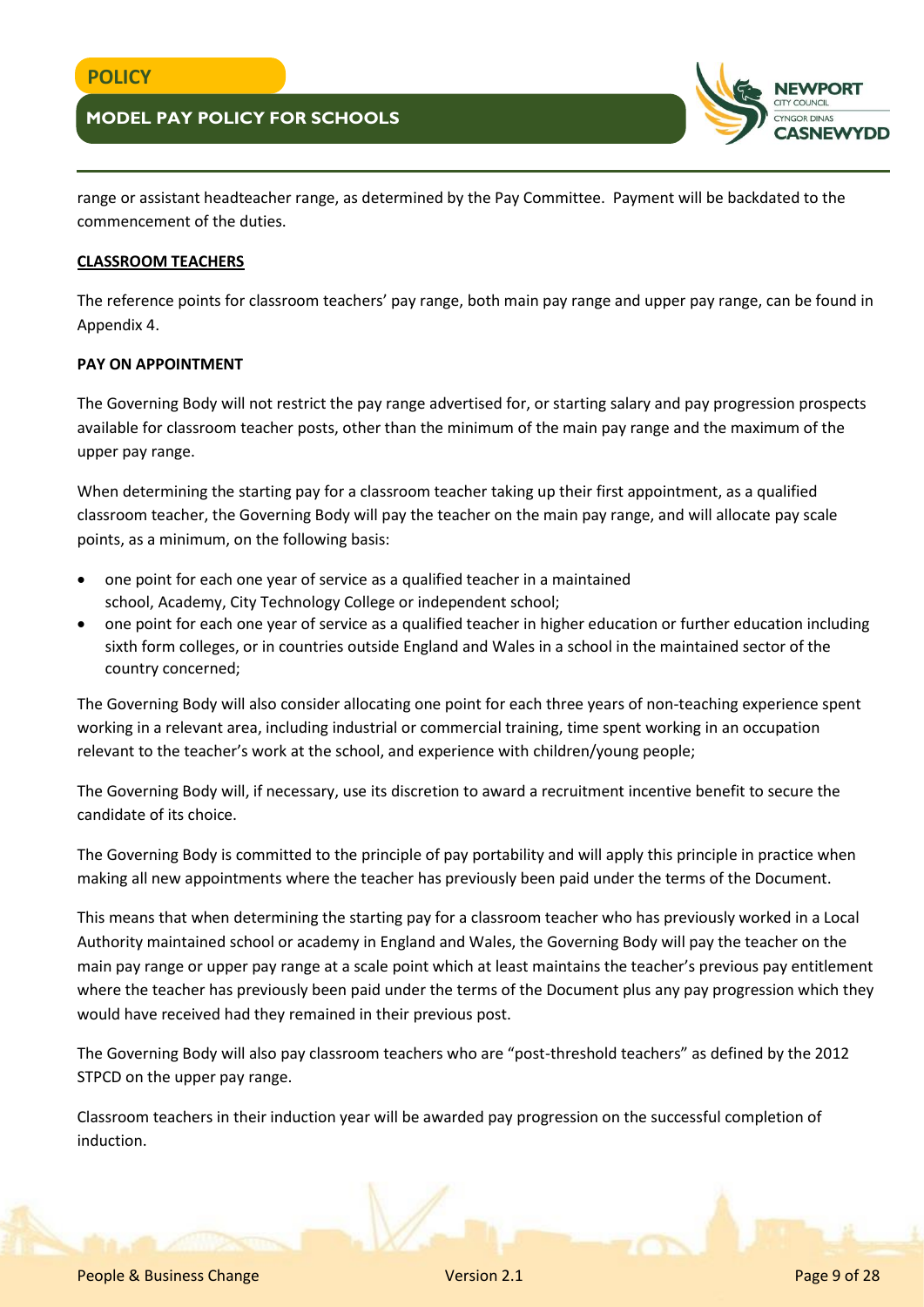range or assistant headteacher range, as determined by the Pay Committee. Payment will be backdated to the commencement of the duties.

## CLASSROOM TEACHERS

The reference points for classroom teachers' pay range, both main pay range and upper pay range, can be found in Appendix 4.

### PAY ON APPOINTMENT

The Governing Body will not restrict the pay range advertised for, or starting salary and pay progression prospects available for classroom teacher posts, other than the minimum of the main pay range and the maximum of the upper pay range.

When determining the starting pay for a classroom teacher taking up their first appointment, as a qualified classroom teacher, the Governing Body will pay the teacher on the main pay range, and will allocate pay scale points, as a minimum, on the following basis:

- one point for each one year of service as a qualified teacher in a maintained school, Academy, City Technology College or independent school;
- one point for each one year of service as a qualified teacher in higher education or further education including sixth form colleges, or in countries outside England and Wales in a school in the maintained sector of the country concerned;

The Governing Body will also consider allocating one point for each three years of non-teaching experience spent working in a relevant area, including industrial or commercial training, time spent working in an occupation relevant to the teacher's work at the school, and experience with children/young people;

The Governing Body will, if necessary, use its discretion to award a recruitment incentive benefit to secure the candidate of its choice.

The Governing Body is committed to the principle of pay portability and will apply this principle in practice when making all new appointments where the teacher has previously been paid under the terms of the Document.

This means that when determining the starting pay for a classroom teacher who has previously worked in a Local Authority maintained school or academy in England and Wales, the Governing Body will pay the teacher on the main pay range or upper pay range at a scale point which at least maintains the teacher's previous pay entitlement where the teacher has previously been paid under the terms of the Document plus any pay progression which they would have received had they remained in their previous post.

The Governing Body will also pay classroom teachers who are "post-threshold teachers" as defined by the 2012 STPCD on the upper pay range.

Classroom teachers in their induction year will be awarded pay progression on the successful completion of induction.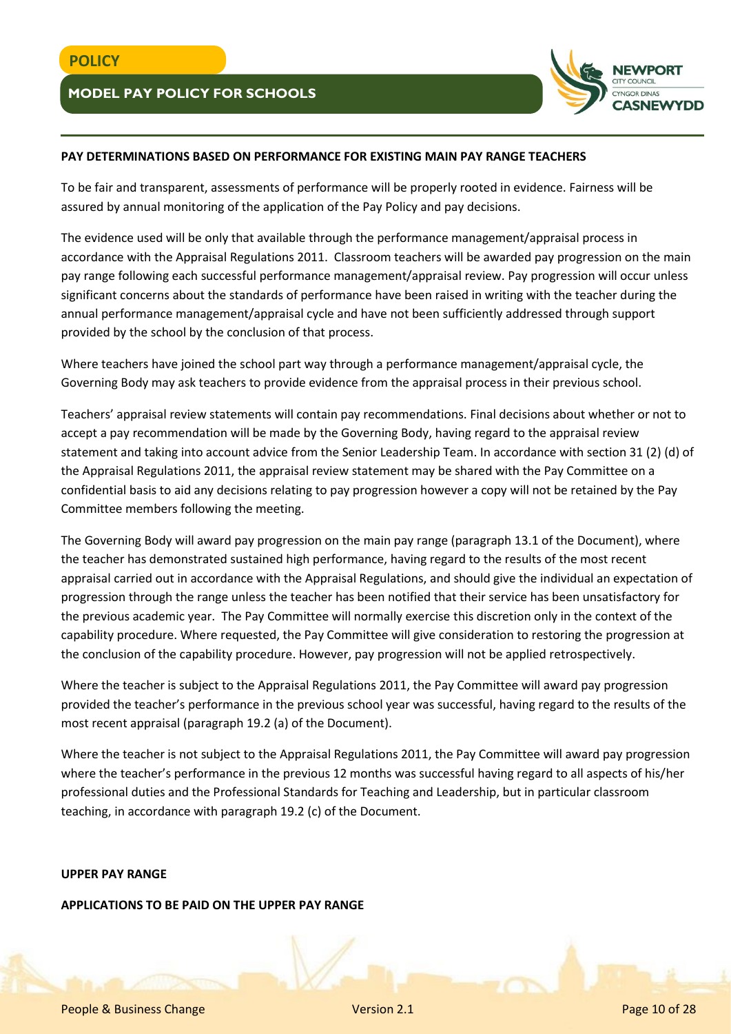**PAY DETERMINATIONS BASED ON PERFORMANCE FOR EXISTING MAIN PAY RANGE TEACHERS**

To be fair and transparent, assessments of performance will be properly rooted in evidence. Fairness will be assured by annual monitoring of the application of the Pay Policy and pay decisions.

The evidence used will be only that available through the performance management/appraisal process in accordance with the Appraisal Regulations 2011. Classroom teachers will be awarded pay progression on the main pay range following each successful performance management/appraisal review. Pay progression will occur unless significant concerns about the standards of performance have been raised in writing with the teacher during the annual performance management/appraisal cycle and have not been sufficiently addressed through support provided by the school by the conclusion of that process.

Where teachers have joined the school part way through a performance management/appraisal cycle, the Governing Body may ask teachers to provide evidence from the appraisal process in their previous school.

Teachers' appraisal review statements will contain pay recommendations. Final decisions about whether or not to accept a pay recommendation will be made by the Governing Body, having regard to the appraisal review statement and taking into account advice from the Senior Leadership Team. In accordance with section 31 (2) (d) of the Appraisal Regulations 2011, the appraisal review statement may be shared with the Pay Committee on a confidential basis to aid any decisions relating to pay progression however a copy will not be retained by the Pay Committee members following the meeting.

The Governing Body will award pay progression on the main pay range (paragraph 13.1 of the Document), where the teacher has demonstrated sustained high performance, having regard to the results of the most recent appraisal carried out in accordance with the Appraisal Regulations, and should give the individual an expectation of progression through the range unless the teacher has been notified that their service has been unsatisfactory for the previous academic year. The Pay Committee will normally exercise this discretion only in the context of the capability procedure. Where requested, the Pay Committee will give consideration to restoring the progression at the conclusion of the capability procedure. However, pay progression will not be applied retrospectively.

Where the teacher is subject to the Appraisal Regulations 2011, the Pay Committee will award pay progression provided the teacher's performance in the previous school year was successful, having regard to the results of the most recent appraisal (paragraph 19.2 (a) of the Document).

Where the teacher is not subject to the Appraisal Regulations 2011, the Pay Committee will award pay progression where the teacher's performance in the previous 12 months was successful having regard to all aspects of his/her professional duties and the Professional Standards for Teaching and Leadership, but in particular classroom teaching, in accordance with paragraph 19.2 (c) of the Document.

**UPPER PAY RANGE**

**APPLICATIONS TO BE PAID ON THE UPPER PAY RANGE**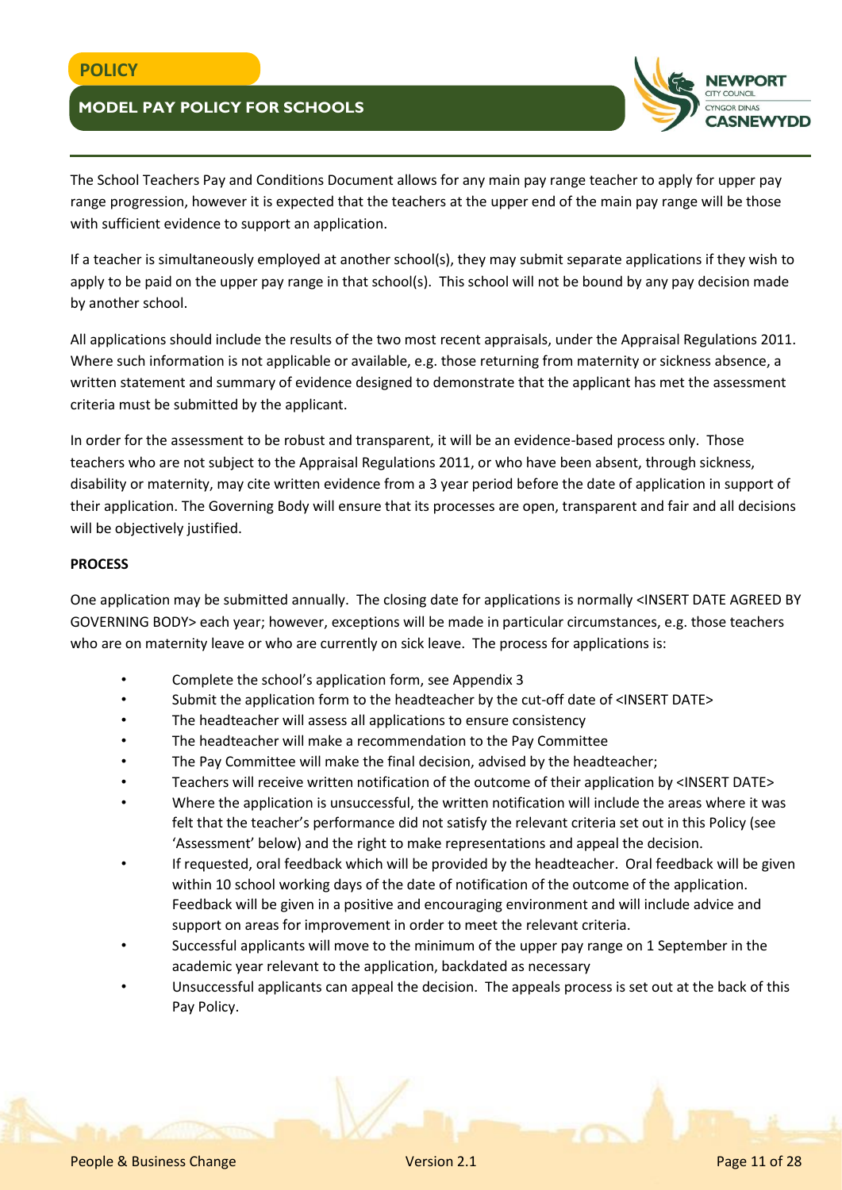The School Teachers Pay and Conditions Document allows for any main pay range teacher to apply for upper pay range progression, however it is expected that the teachers at the upper end of the main pay range will be those with sufficient evidence to support an application.

If a teacher is simultaneously employed at another school(s), they may submit separate applications if they wish to apply to be paid on the upper pay range in that school(s). This school will not be bound by any pay decision made by another school.

All applications should include the results of the two most recent appraisals, under the Appraisal Regulations 2011. Where such information is not applicable or available, e.g. those returning from maternity or sickness absence, a written statement and summary of evidence designed to demonstrate that the applicant has met the assessment criteria must be submitted by the applicant.

In order for the assessment to be robust and transparent, it will be an evidence-based process only. Those teachers who are not subject to the Appraisal Regulations 2011, or who have been absent, through sickness, disability or maternity, may cite written evidence from a 3 year period before the date of application in support of their application. The Governing Body will ensure that its processes are open, transparent and fair and all decisions will be objectively justified.

**PROCESS**

One application may be submitted annually. The closing date for applications is normally <INSERT DATE AGREED BY GOVERNING BODY> each year; however, exceptions will be made in particular circumstances, e.g. those teachers who are on maternity leave or who are currently on sick leave. The process for applications is:

- Complete the school's application form, see Appendix 3
- Submit the application form to the headteacher by the cut-off date of <INSERT DATE>
- The headteacher will assess all applications to ensure consistency
- The headteacher will make a recommendation to the Pay Committee
- The Pay Committee will make the final decision, advised by the headteacher;
- Teachers will receive written notification of the outcome of their application by <INSERT DATE>
- Where the application is unsuccessful, the written notification will include the areas where it was felt that the teacher's performance did not satisfy the relevant criteria set out in this Policy (see 'Assessment' below) and the right to make representations and appeal the decision.
- If requested, oral feedback which will be provided by the headteacher. Oral feedback will be given within 10 school working days of the date of notification of the outcome of the application. Feedback will be given in a positive and encouraging environment and will include advice and support on areas for improvement in order to meet the relevant criteria.
- Successful applicants will move to the minimum of the upper pay range on 1 September in the academic year relevant to the application, backdated as necessary
- Unsuccessful applicants can appeal the decision. The appeals process is set out at the back of this Pay Policy.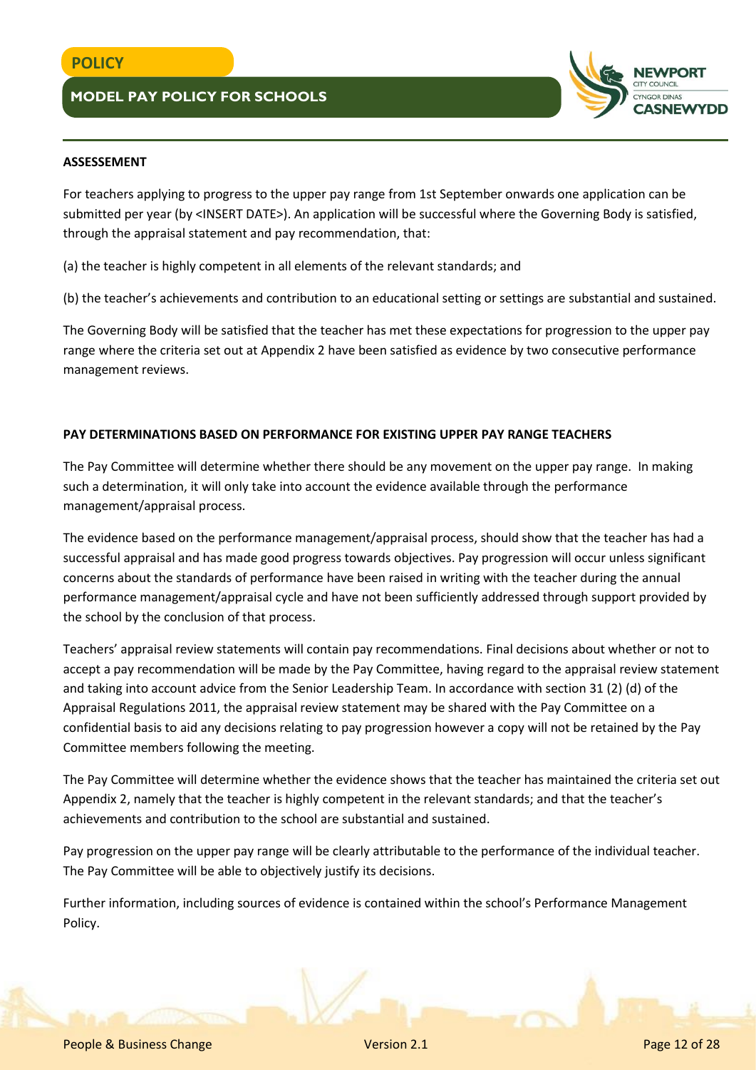## ASSESSEMENT

For teachers applying to progress to the upper pay range from 1st September onwards one application can be submitted per year (by <INSERT DATE>). An application will be successful where the Governing Body is satisfied, through the appraisal statement and pay recommendation, that:

(a) the teacher is highly competent in all elements of the relevant standards; and

(b) the teacher's achievements and contribution to an educational setting or settings are substantial and sustained.

The Governing Body will be satisfied that the teacher has met these expectations for progression to the upper pay range where the criteria set out at Appendix 2 have been satisfied as evidence by two consecutive performance management reviews.

## PAY DETERMINATIONS BASED ON PERFORMANCE FOR EXISTING UPPER PAY RANGE TEACHERS

The Pay Committee will determine whether there should be any movement on the upper pay range. In making such a determination, it will only take into account the evidence available through the performance management/appraisal process.

The evidence based on the performance management/appraisal process, should show that the teacher has had a successful appraisal and has made good progress towards objectives. Pay progression will occur unless significant concerns about the standards of performance have been raised in writing with the teacher during the annual performance management/appraisal cycle and have not been sufficiently addressed through support provided by the school by the conclusion of that process.

Teachers' appraisal review statements will contain pay recommendations. Final decisions about whether or not to accept a pay recommendation will be made by the Pay Committee, having regard to the appraisal review statement and taking into account advice from the Senior Leadership Team. In accordance with section 31 (2) (d) of the Appraisal Regulations 2011, the appraisal review statement may be shared with the Pay Committee on a confidential basis to aid any decisions relating to pay progression however a copy will not be retained by the Pay Committee members following the meeting.

The Pay Committee will determine whether the evidence shows that the teacher has maintained the criteria set out Appendix 2, namely that the teacher is highly competent in the relevant standards; and that the teacher's achievements and contribution to the school are substantial and sustained.

Pay progression on the upper pay range will be clearly attributable to the performance of the individual teacher. The Pay Committee will be able to objectively justify its decisions.

Further information, including sources of evidence is contained within the school's Performance Management Policy.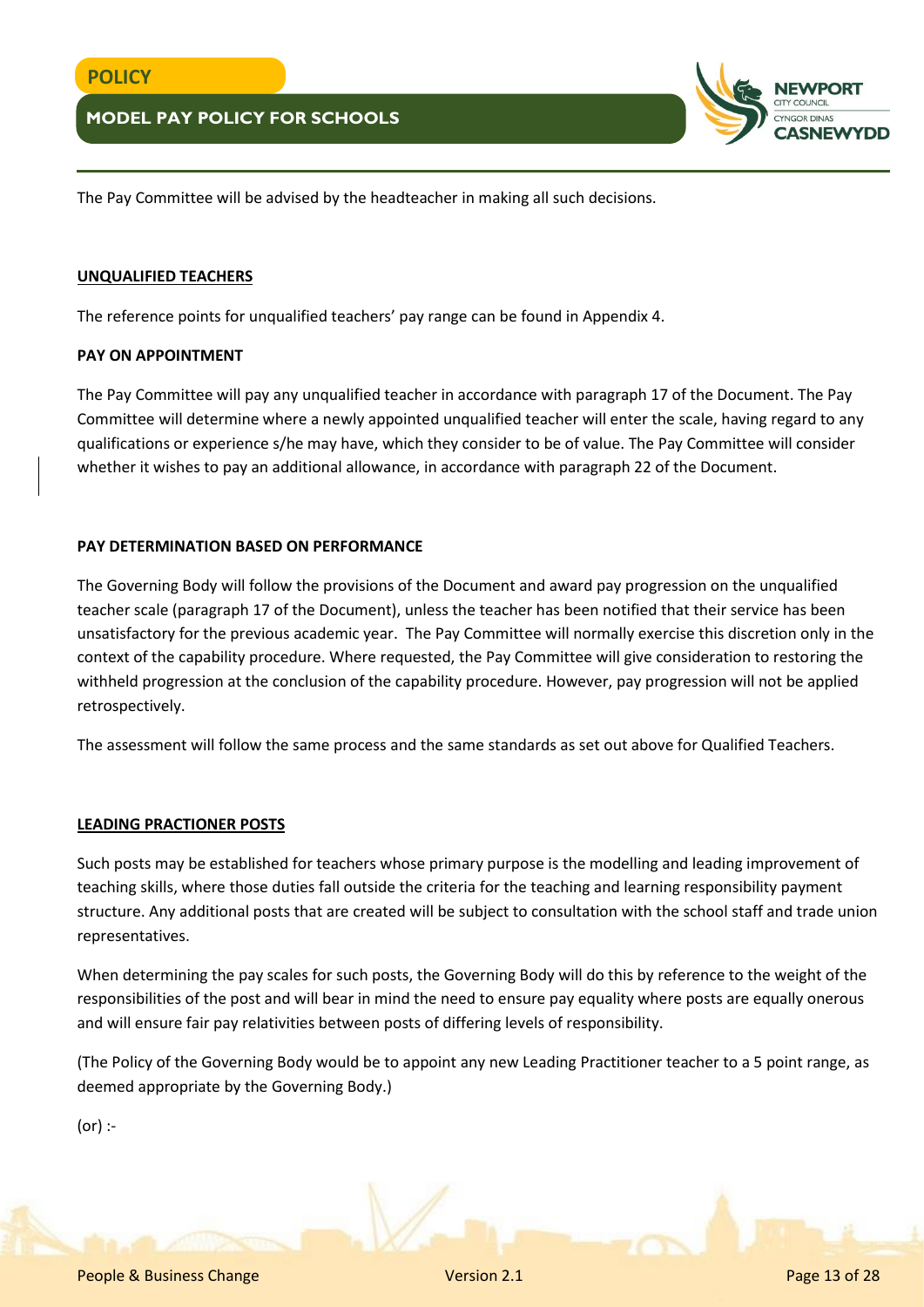The Pay Committee will be advised by the headteacher in making all such decisions.

## UNQUALIFIED TEACHERS

The reference points for unqualified teachers' pay range can be found in Appendix 4.

### PAY ON APPOINTMENT

The Pay Committee will pay any unqualified teacher in accordance with paragraph 17 of the Document. The Pay Committee will determine where a newly appointed unqualified teacher will enter the scale, having regard to any qualifications or experience s/he may have, which they consider to be of value. The Pay Committee will consider whether it wishes to pay an additional allowance, in accordance with paragraph 22 of the Document.

### PAY DETERMINATION BASED ON PERFORMANCE

The Governing Body will follow the provisions of the Document and award pay progression on the unqualified teacher scale (paragraph 17 of the Document), unless the teacher has been notified that their service has been unsatisfactory for the previous academic year. The Pay Committee will normally exercise this discretion only in the context of the capability procedure. Where requested, the Pay Committee will give consideration to restoring the withheld progression at the conclusion of the capability procedure. However, pay progression will not be applied retrospectively.

The assessment will follow the same process and the same standards as set out above for Qualified Teachers.

## LEADING PRACTIONER POSTS

Such posts may be established for teachers whose primary purpose is the modelling and leading improvement of teaching skills, where those duties fall outside the criteria for the teaching and learning responsibility payment structure. Any additional posts that are created will be subject to consultation with the school staff and trade union representatives.

When determining the pay scales for such posts, the Governing Body will do this by reference to the weight of the responsibilities of the post and will bear in mind the need to ensure pay equality where posts are equally onerous and will ensure fair pay relativities between posts of differing levels of responsibility.

(The Policy of the Governing Body would be to appoint any new Leading Practitioner teacher to a 5 point range, as deemed appropriate by the Governing Body.)

(or) :-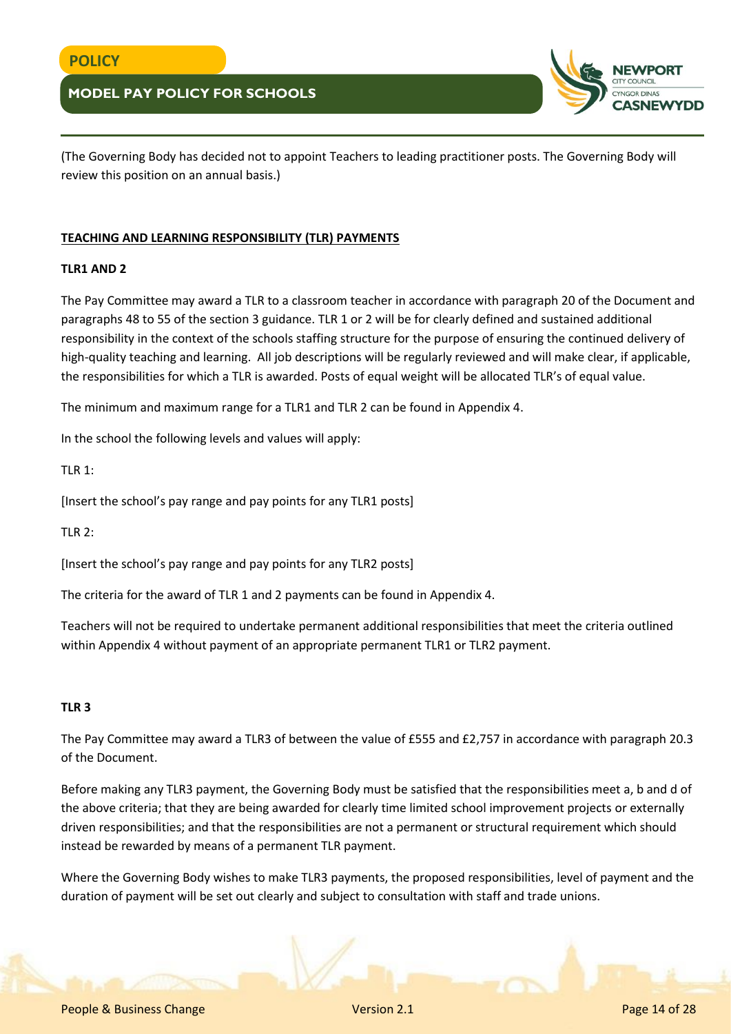(The Governing Body has decided not to appoint Teachers to leading practitioner posts. The Governing Body will review this position on an annual basis.)

## TEACHING AND LEARNING RESPONSIBILITY (TLR) PAYMENTS

### TLR1 AND 2

The Pay Committee may award a TLR to a classroom teacher in accordance with paragraph 20 of the Document and paragraphs 48 to 55 of the section 3 guidance. TLR 1 or 2 will be for clearly defined and sustained additional responsibility in the context of the schools staffing structure for the purpose of ensuring the continued delivery of high-quality teaching and learning. All job descriptions will be regularly reviewed and will make clear, if applicable, the responsibilities for which a TLR is awarded. Posts of equal weight will be allocated TLR's of equal value.

The minimum and maximum range for a TLR1 and TLR 2 can be found in Appendix 4.

In the school the following levels and values will apply:

TLR 1:

[Insert the school's pay range and pay points for any TLR1 posts]

TLR 2:

[Insert the school's pay range and pay points for any TLR2 posts]

The criteria for the award of TLR 1 and 2 payments can be found in Appendix 4.

Teachers will not be required to undertake permanent additional responsibilities that meet the criteria outlined within Appendix 4 without payment of an appropriate permanent TLR1 or TLR2 payment.

### TLR 3

The Pay Committee may award a TLR3 of between the value of £555 and £2,757 in accordance with paragraph 20.3 of the Document.

Before making any TLR3 payment, the Governing Body must be satisfied that the responsibilities meet a, b and d of the above criteria; that they are being awarded for clearly time limited school improvement projects or externally driven responsibilities; and that the responsibilities are not a permanent or structural requirement which should instead be rewarded by means of a permanent TLR payment.

Where the Governing Body wishes to make TLR3 payments, the proposed responsibilities, level of payment and the duration of payment will be set out clearly and subject to consultation with staff and trade unions.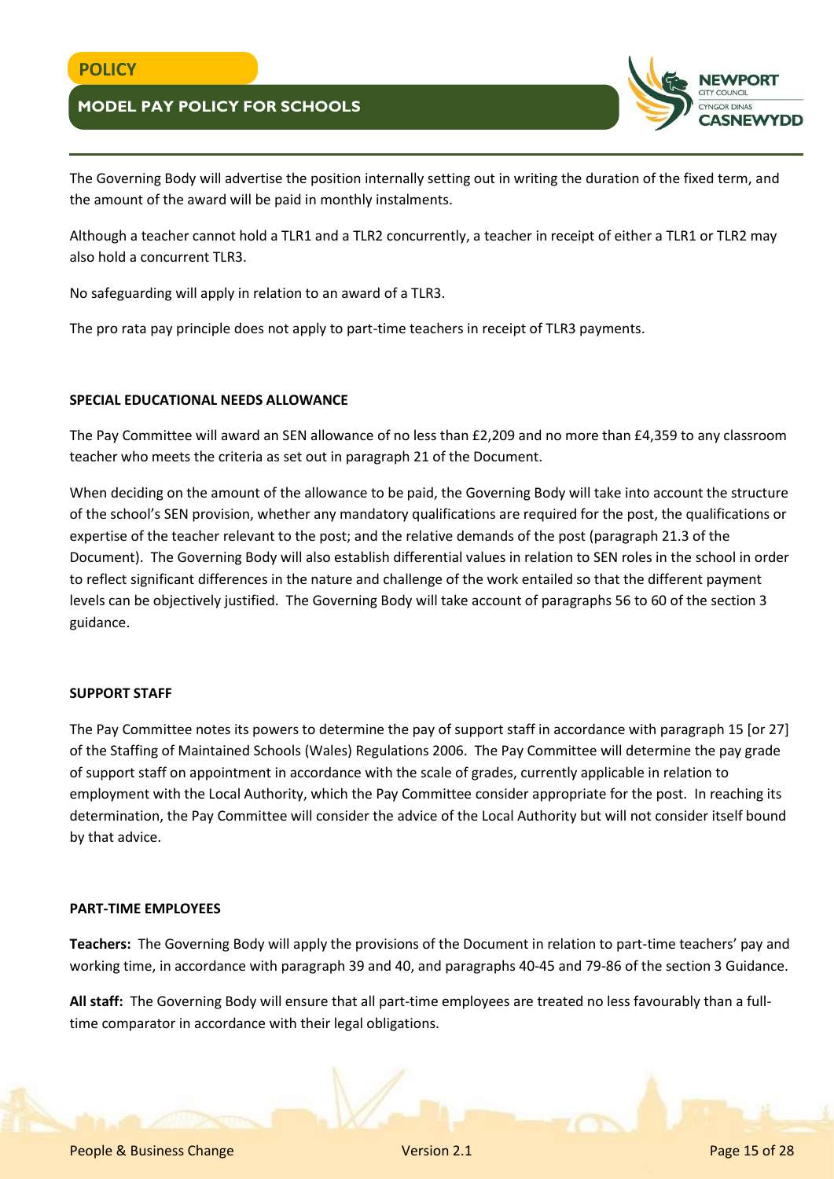The Governing Body will advertise the position internally setting out in writing the duration of the fixed term, and the amount of the award will be paid in monthly instalments.

Although a teacher cannot hold a TLR1 and a TLR2 concurrently, a teacher in receipt of either a TLR1 or TLR2 may also hold a concurrent TLR3.

No safeguarding will apply in relation to an award of a TLR3.

The pro rata pay principle does not apply to part-time teachers in receipt of TLR3 payments.

**SPECIAL EDUCATIONAL NEEDS ALLOWANCE**

The Pay Committee will award an SEN allowance of no less than £2,209 and no more than £4,359 to any classroom teacher who meets the criteria as set out in paragraph 21 of the Document.

When deciding on the amount of the allowance to be paid, the Governing Body will take into account the structure of the school's SEN provision, whether any mandatory qualifications are required for the post, the qualifications or expertise of the teacher relevant to the post; and the relative demands of the post (paragraph 21.3 of the Document). The Governing Body will also establish differential values in relation to SEN roles in the school in order to reflect significant differences in the nature and challenge of the work entailed so that the different payment levels can be objectively justified. The Governing Body will take account of paragraphs 56 to 60 of the section 3 guidance.

**SUPPORT STAFF**

The Pay Committee notes its powers to determine the pay of support staff in accordance with paragraph 15 [or 27] of the Staffing of Maintained Schools (Wales) Regulations 2006. The Pay Committee will determine the pay grade of support staff on appointment in accordance with the scale of grades, currently applicable in relation to employment with the Local Authority, which the Pay Committee consider appropriate for the post. In reaching its determination, the Pay Committee will consider the advice of the Local Authority but will not consider itself bound by that advice.

**PART-TIME EMPLOYEES**

**Teachers:** The Governing Body will apply the provisions of the Document in relation to part-time teachers' pay and working time, in accordance with paragraph 39 and 40, and paragraphs 40-45 and 79-86 of the section 3 Guidance.

**All staff:** The Governing Body will ensure that all part-time employees are treated no less favourably than a full-time comparator in accordance with their legal obligations.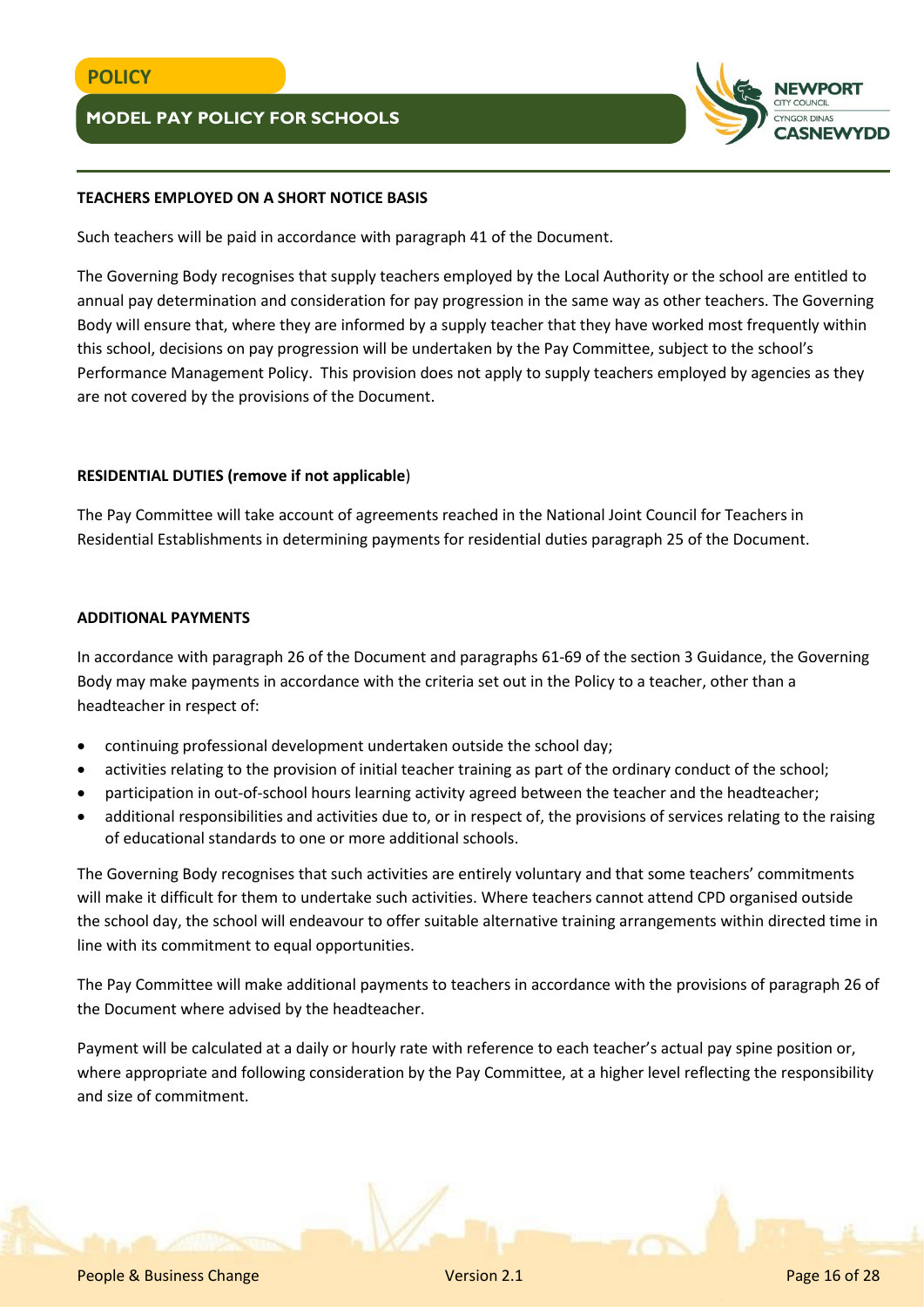**TEACHERS EMPLOYED ON A SHORT NOTICE BASIS**

Such teachers will be paid in accordance with paragraph 41 of the Document.

The Governing Body recognises that supply teachers employed by the Local Authority or the school are entitled to annual pay determination and consideration for pay progression in the same way as other teachers. The Governing Body will ensure that, where they are informed by a supply teacher that they have worked most frequently within this school, decisions on pay progression will be undertaken by the Pay Committee, subject to the school's Performance Management Policy. This provision does not apply to supply teachers employed by agencies as they are not covered by the provisions of the Document.

**RESIDENTIAL DUTIES (remove if not applicable**)

The Pay Committee will take account of agreements reached in the National Joint Council for Teachers in Residential Establishments in determining payments for residential duties paragraph 25 of the Document.

**ADDITIONAL PAYMENTS**

In accordance with paragraph 26 of the Document and paragraphs 61-69 of the section 3 Guidance, the Governing Body may make payments in accordance with the criteria set out in the Policy to a teacher, other than a headteacher in respect of:

- continuing professional development undertaken outside the school day;
- activities relating to the provision of initial teacher training as part of the ordinary conduct of the school;
- participation in out-of-school hours learning activity agreed between the teacher and the headteacher;
- additional responsibilities and activities due to, or in respect of, the provisions of services relating to the raising of educational standards to one or more additional schools.

The Governing Body recognises that such activities are entirely voluntary and that some teachers' commitments will make it difficult for them to undertake such activities. Where teachers cannot attend CPD organised outside the school day, the school will endeavour to offer suitable alternative training arrangements within directed time in line with its commitment to equal opportunities.

The Pay Committee will make additional payments to teachers in accordance with the provisions of paragraph 26 of the Document where advised by the headteacher.

Payment will be calculated at a daily or hourly rate with reference to each teacher's actual pay spine position or, where appropriate and following consideration by the Pay Committee, at a higher level reflecting the responsibility and size of commitment.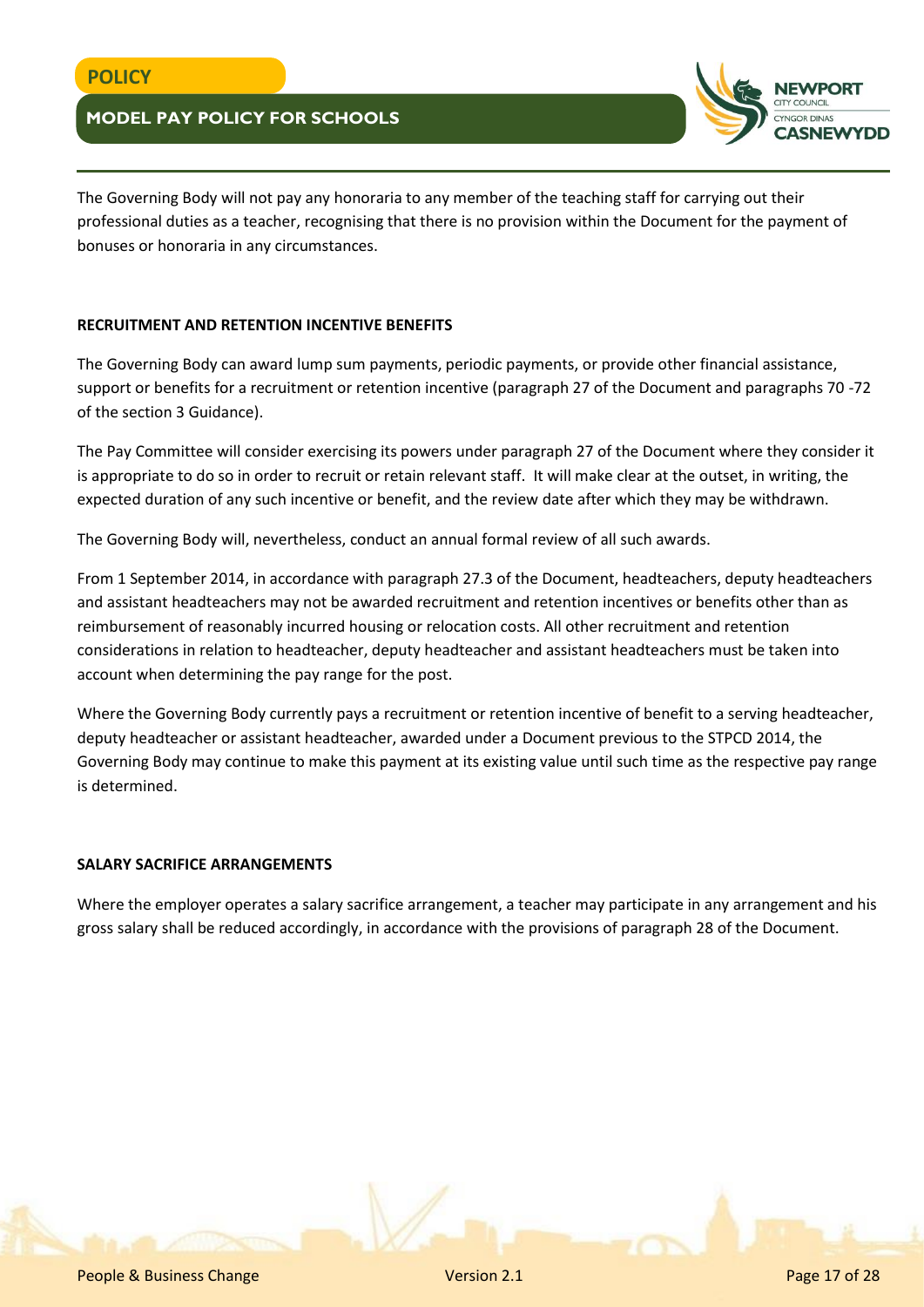The Governing Body will not pay any honoraria to any member of the teaching staff for carrying out their professional duties as a teacher, recognising that there is no provision within the Document for the payment of bonuses or honoraria in any circumstances.

**RECRUITMENT AND RETENTION INCENTIVE BENEFITS**

The Governing Body can award lump sum payments, periodic payments, or provide other financial assistance, support or benefits for a recruitment or retention incentive (paragraph 27 of the Document and paragraphs 70 -72 of the section 3 Guidance).

The Pay Committee will consider exercising its powers under paragraph 27 of the Document where they consider it is appropriate to do so in order to recruit or retain relevant staff. It will make clear at the outset, in writing, the expected duration of any such incentive or benefit, and the review date after which they may be withdrawn.

The Governing Body will, nevertheless, conduct an annual formal review of all such awards.

From 1 September 2014, in accordance with paragraph 27.3 of the Document, headteachers, deputy headteachers and assistant headteachers may not be awarded recruitment and retention incentives or benefits other than as reimbursement of reasonably incurred housing or relocation costs. All other recruitment and retention considerations in relation to headteacher, deputy headteacher and assistant headteachers must be taken into account when determining the pay range for the post.

Where the Governing Body currently pays a recruitment or retention incentive of benefit to a serving headteacher, deputy headteacher or assistant headteacher, awarded under a Document previous to the STPCD 2014, the Governing Body may continue to make this payment at its existing value until such time as the respective pay range is determined.

**SALARY SACRIFICE ARRANGEMENTS**

Where the employer operates a salary sacrifice arrangement, a teacher may participate in any arrangement and his gross salary shall be reduced accordingly, in accordance with the provisions of paragraph 28 of the Document.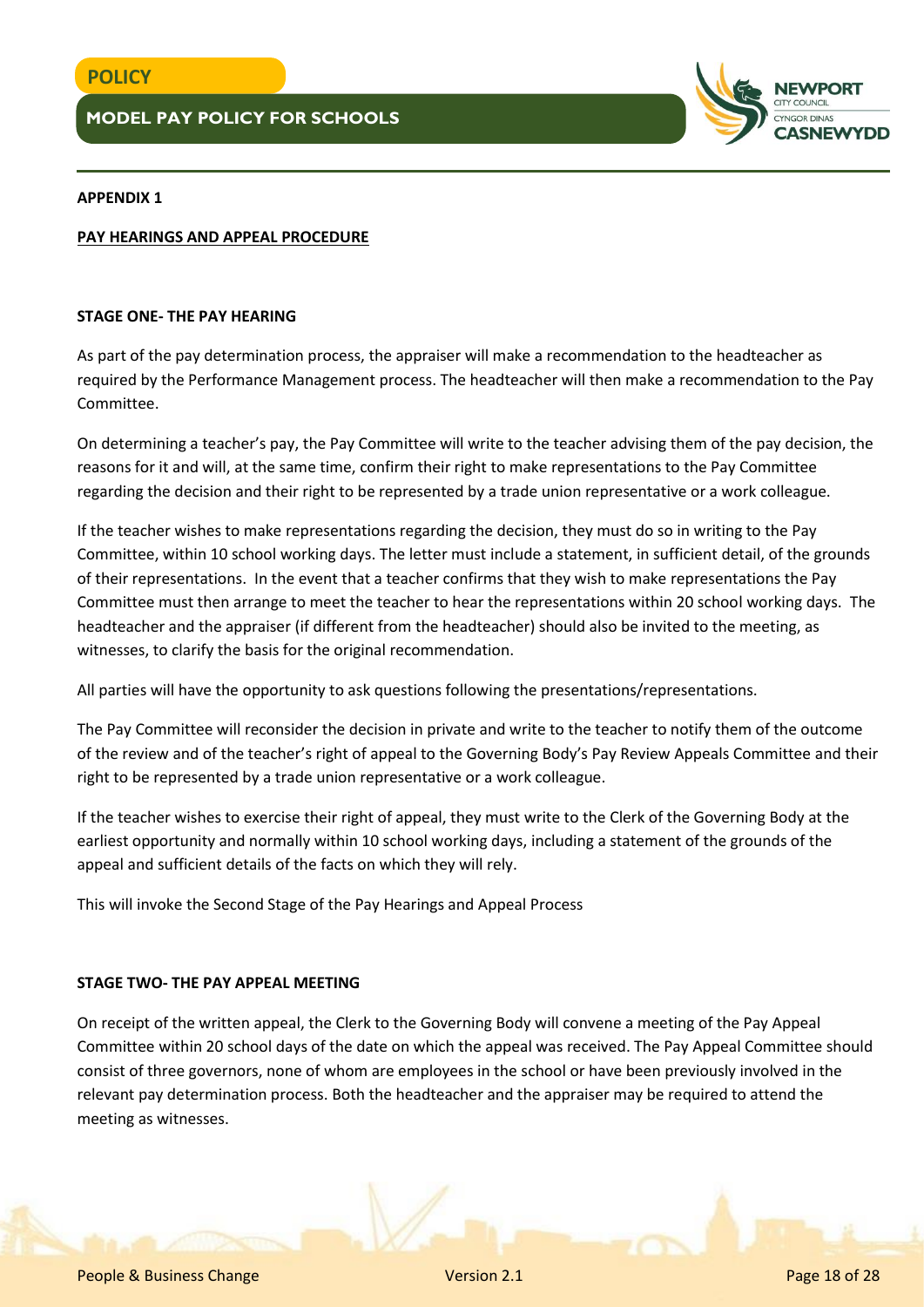**APPENDIX 1**

**PAY HEARINGS AND APPEAL PROCEDURE**

**STAGE ONE- THE PAY HEARING**

As part of the pay determination process, the appraiser will make a recommendation to the headteacher as required by the Performance Management process. The headteacher will then make a recommendation to the Pay Committee.

On determining a teacher's pay, the Pay Committee will write to the teacher advising them of the pay decision, the reasons for it and will, at the same time, confirm their right to make representations to the Pay Committee regarding the decision and their right to be represented by a trade union representative or a work colleague.

If the teacher wishes to make representations regarding the decision, they must do so in writing to the Pay Committee, within 10 school working days. The letter must include a statement, in sufficient detail, of the grounds of their representations. In the event that a teacher confirms that they wish to make representations the Pay Committee must then arrange to meet the teacher to hear the representations within 20 school working days. The headteacher and the appraiser (if different from the headteacher) should also be invited to the meeting, as witnesses, to clarify the basis for the original recommendation.

All parties will have the opportunity to ask questions following the presentations/representations.

The Pay Committee will reconsider the decision in private and write to the teacher to notify them of the outcome of the review and of the teacher's right of appeal to the Governing Body's Pay Review Appeals Committee and their right to be represented by a trade union representative or a work colleague.

If the teacher wishes to exercise their right of appeal, they must write to the Clerk of the Governing Body at the earliest opportunity and normally within 10 school working days, including a statement of the grounds of the appeal and sufficient details of the facts on which they will rely.

This will invoke the Second Stage of the Pay Hearings and Appeal Process

**STAGE TWO- THE PAY APPEAL MEETING**

On receipt of the written appeal, the Clerk to the Governing Body will convene a meeting of the Pay Appeal Committee within 20 school days of the date on which the appeal was received. The Pay Appeal Committee should consist of three governors, none of whom are employees in the school or have been previously involved in the relevant pay determination process. Both the headteacher and the appraiser may be required to attend the meeting as witnesses.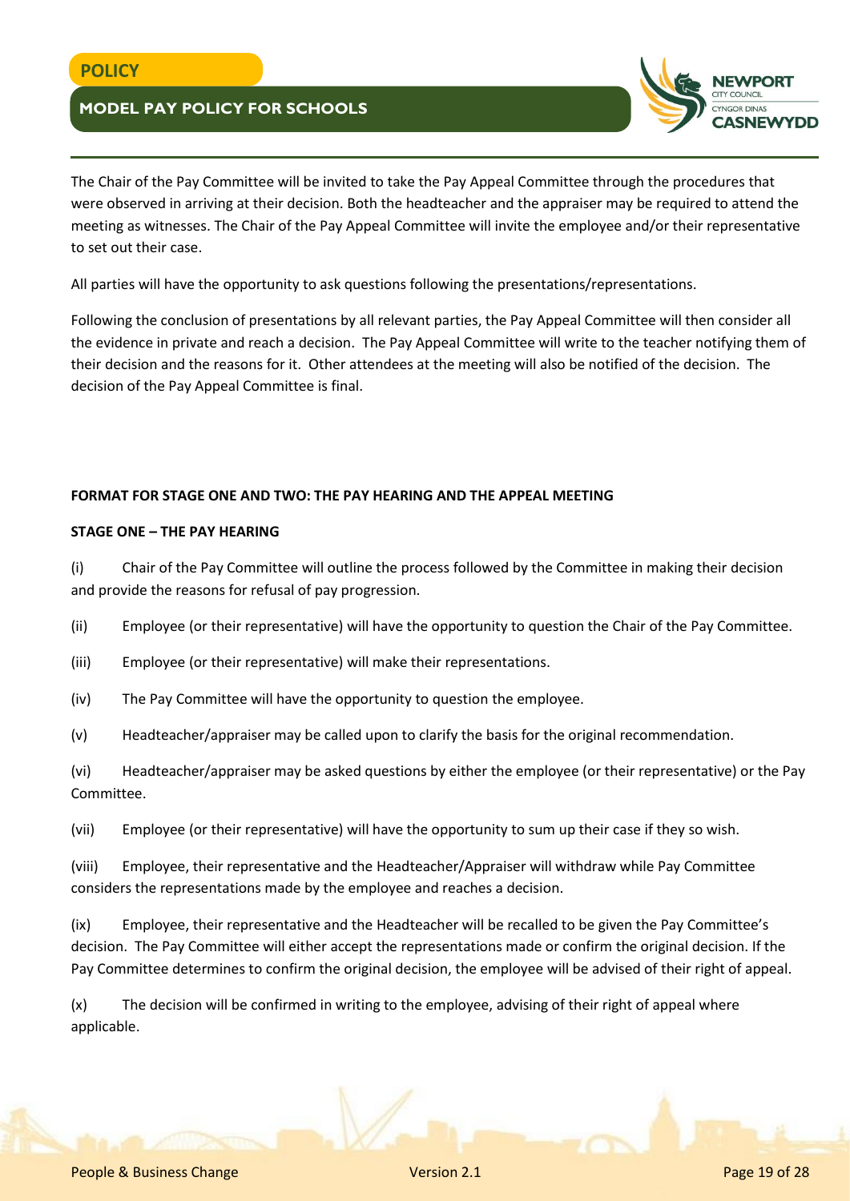The Chair of the Pay Committee will be invited to take the Pay Appeal Committee through the procedures that were observed in arriving at their decision. Both the headteacher and the appraiser may be required to attend the meeting as witnesses. The Chair of the Pay Appeal Committee will invite the employee and/or their representative to set out their case.

All parties will have the opportunity to ask questions following the presentations/representations.

Following the conclusion of presentations by all relevant parties, the Pay Appeal Committee will then consider all the evidence in private and reach a decision. The Pay Appeal Committee will write to the teacher notifying them of their decision and the reasons for it. Other attendees at the meeting will also be notified of the decision. The decision of the Pay Appeal Committee is final.

**FORMAT FOR STAGE ONE AND TWO: THE PAY HEARING AND THE APPEAL MEETING**

**STAGE ONE – THE PAY HEARING**

(i) Chair of the Pay Committee will outline the process followed by the Committee in making their decision and provide the reasons for refusal of pay progression.

(ii) Employee (or their representative) will have the opportunity to question the Chair of the Pay Committee.

(iii) Employee (or their representative) will make their representations.

(iv) The Pay Committee will have the opportunity to question the employee.

(v) Headteacher/appraiser may be called upon to clarify the basis for the original recommendation.

(vi) Headteacher/appraiser may be asked questions by either the employee (or their representative) or the Pay Committee.

(vii) Employee (or their representative) will have the opportunity to sum up their case if they so wish.

(viii) Employee, their representative and the Headteacher/Appraiser will withdraw while Pay Committee considers the representations made by the employee and reaches a decision.

(ix) Employee, their representative and the Headteacher will be recalled to be given the Pay Committee's decision. The Pay Committee will either accept the representations made or confirm the original decision. If the Pay Committee determines to confirm the original decision, the employee will be advised of their right of appeal.

(x) The decision will be confirmed in writing to the employee, advising of their right of appeal where applicable.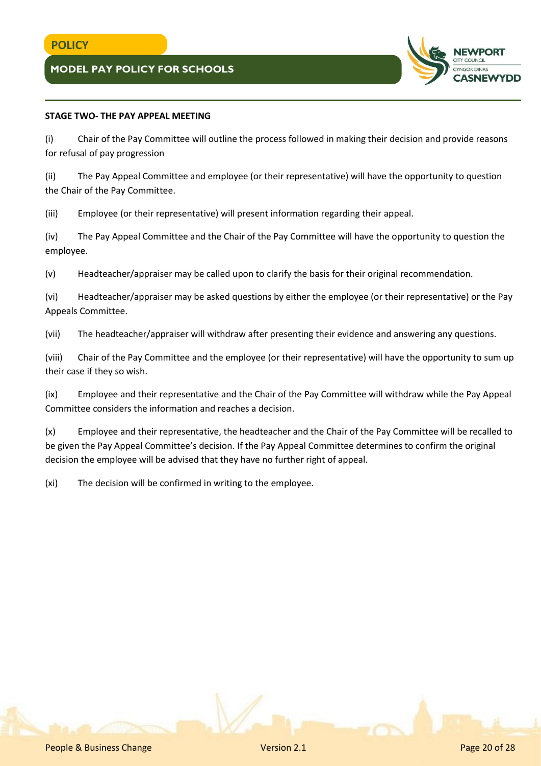**STAGE TWO- THE PAY APPEAL MEETING**

(i) Chair of the Pay Committee will outline the process followed in making their decision and provide reasons for refusal of pay progression

(ii) The Pay Appeal Committee and employee (or their representative) will have the opportunity to question the Chair of the Pay Committee.

(iii) Employee (or their representative) will present information regarding their appeal.

(iv) The Pay Appeal Committee and the Chair of the Pay Committee will have the opportunity to question the employee.

(v) Headteacher/appraiser may be called upon to clarify the basis for their original recommendation.

(vi) Headteacher/appraiser may be asked questions by either the employee (or their representative) or the Pay Appeals Committee.

(vii) The headteacher/appraiser will withdraw after presenting their evidence and answering any questions.

(viii) Chair of the Pay Committee and the employee (or their representative) will have the opportunity to sum up their case if they so wish.

(ix) Employee and their representative and the Chair of the Pay Committee will withdraw while the Pay Appeal Committee considers the information and reaches a decision.

(x) Employee and their representative, the headteacher and the Chair of the Pay Committee will be recalled to be given the Pay Appeal Committee's decision. If the Pay Appeal Committee determines to confirm the original decision the employee will be advised that they have no further right of appeal.

(xi) The decision will be confirmed in writing to the employee.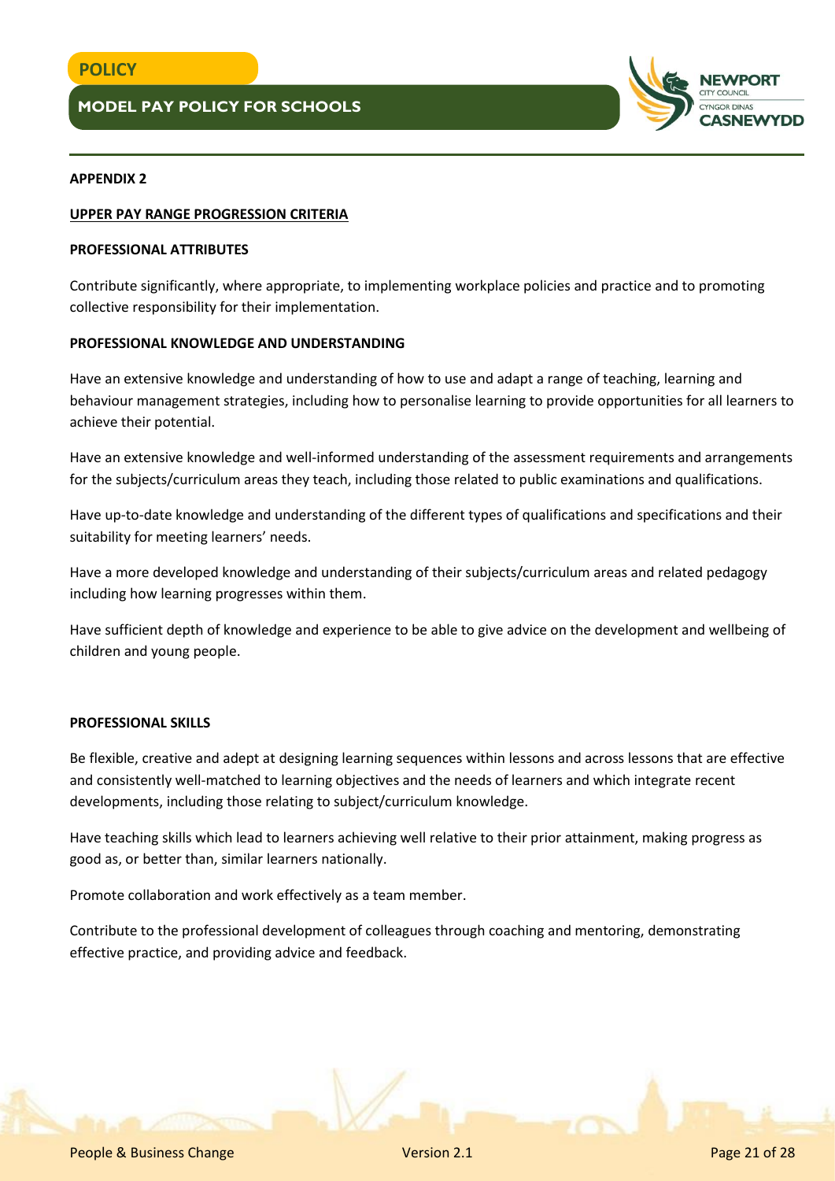## APPENDIX 2

### UPPER PAY RANGE PROGRESSION CRITERIA

**PROFESSIONAL ATTRIBUTES**

Contribute significantly, where appropriate, to implementing workplace policies and practice and to promoting collective responsibility for their implementation.

**PROFESSIONAL KNOWLEDGE AND UNDERSTANDING**

Have an extensive knowledge and understanding of how to use and adapt a range of teaching, learning and behaviour management strategies, including how to personalise learning to provide opportunities for all learners to achieve their potential.

Have an extensive knowledge and well-informed understanding of the assessment requirements and arrangements for the subjects/curriculum areas they teach, including those related to public examinations and qualifications.

Have up-to-date knowledge and understanding of the different types of qualifications and specifications and their suitability for meeting learners' needs.

Have a more developed knowledge and understanding of their subjects/curriculum areas and related pedagogy including how learning progresses within them.

Have sufficient depth of knowledge and experience to be able to give advice on the development and wellbeing of children and young people.

**PROFESSIONAL SKILLS**

Be flexible, creative and adept at designing learning sequences within lessons and across lessons that are effective and consistently well-matched to learning objectives and the needs of learners and which integrate recent developments, including those relating to subject/curriculum knowledge.

Have teaching skills which lead to learners achieving well relative to their prior attainment, making progress as good as, or better than, similar learners nationally.

Promote collaboration and work effectively as a team member.

Contribute to the professional development of colleagues through coaching and mentoring, demonstrating effective practice, and providing advice and feedback.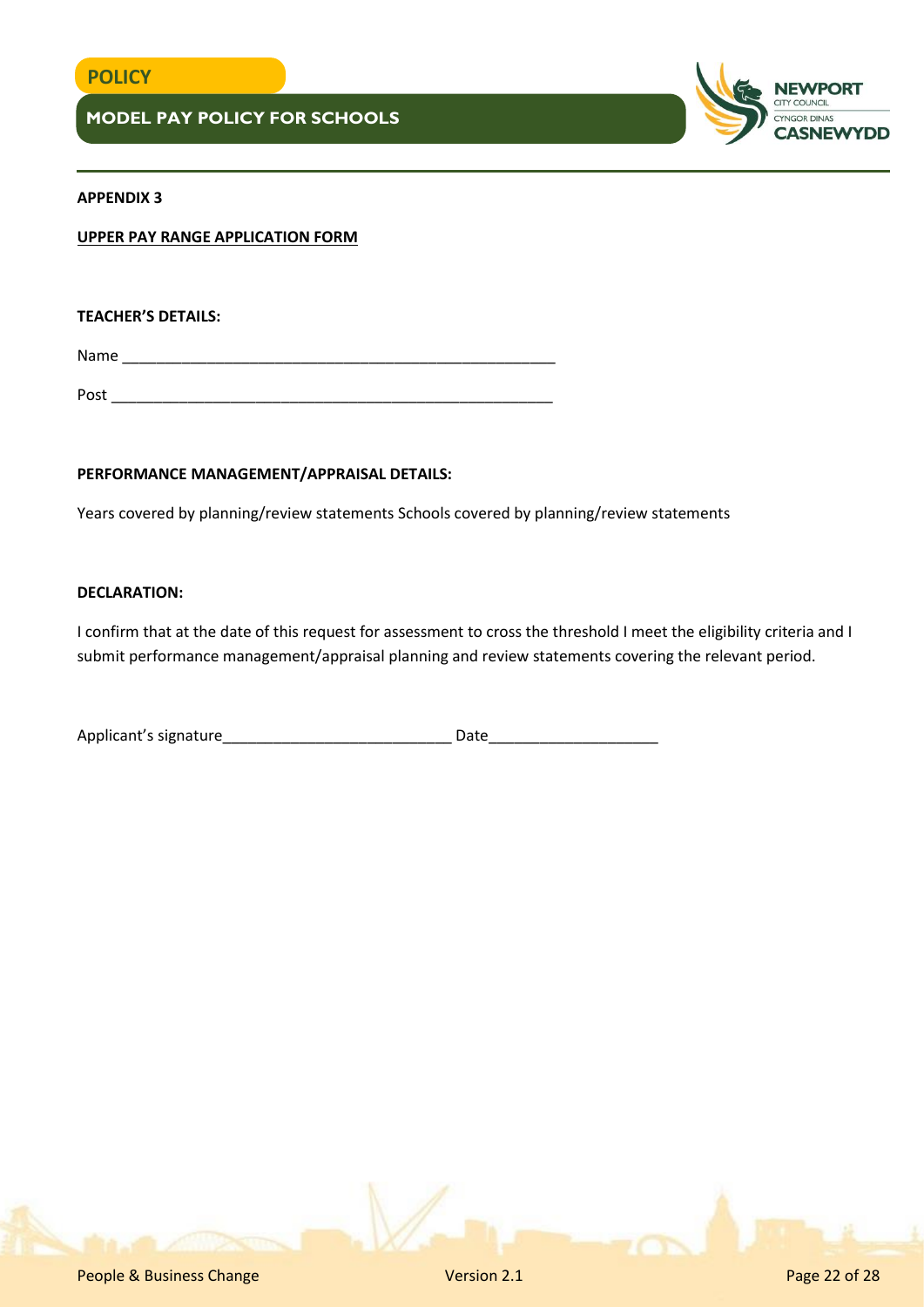**APPENDIX 3**

**UPPER PAY RANGE APPLICATION FORM**

**TEACHER'S DETAILS:**

Name ____________________________________________________

Post _____________________________________________________

**PERFORMANCE MANAGEMENT/APPRAISAL DETAILS:**

Years covered by planning/review statements Schools covered by planning/review statements

**DECLARATION:**

I confirm that at the date of this request for assessment to cross the threshold I meet the eligibility criteria and I submit performance management/appraisal planning and review statements covering the relevant period.

Applicant's signature___________________________ Date____________________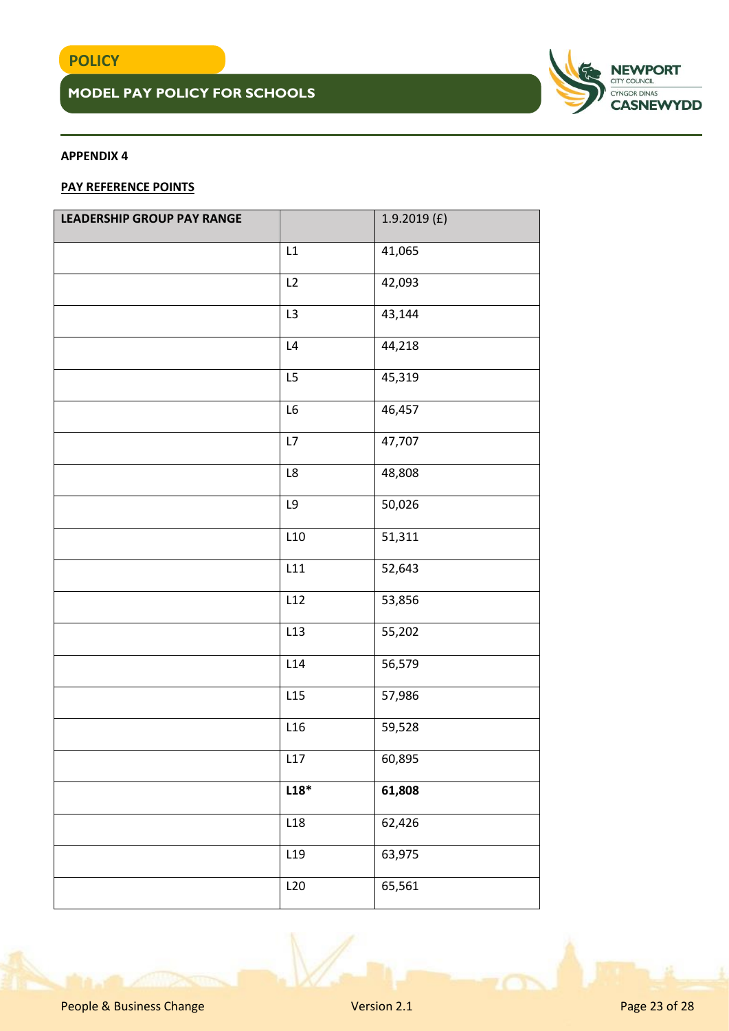**APPENDIX 4**

**PAY REFERENCE POINTS**

| LEADERSHIP GROUP PAY RANGE | | 1.9.2019 (£) |
|---|---|---|
| | L1 | 41,065 |
| | L2 | 42,093 |
| | L3 | 43,144 |
| | L4 | 44,218 |
| | L5 | 45,319 |
| | L6 | 46,457 |
| | L7 | 47,707 |
| | L8 | 48,808 |
| | L9 | 50,026 |
| | L10 | 51,311 |
| | L11 | 52,643 |
| | L12 | 53,856 |
| | L13 | 55,202 |
| | L14 | 56,579 |
| | L15 | 57,986 |
| | L16 | 59,528 |
| | L17 | 60,895 |
| | **L18*** | **61,808** |
| | L18 | 62,426 |
| | L19 | 63,975 |
| | L20 | 65,561 |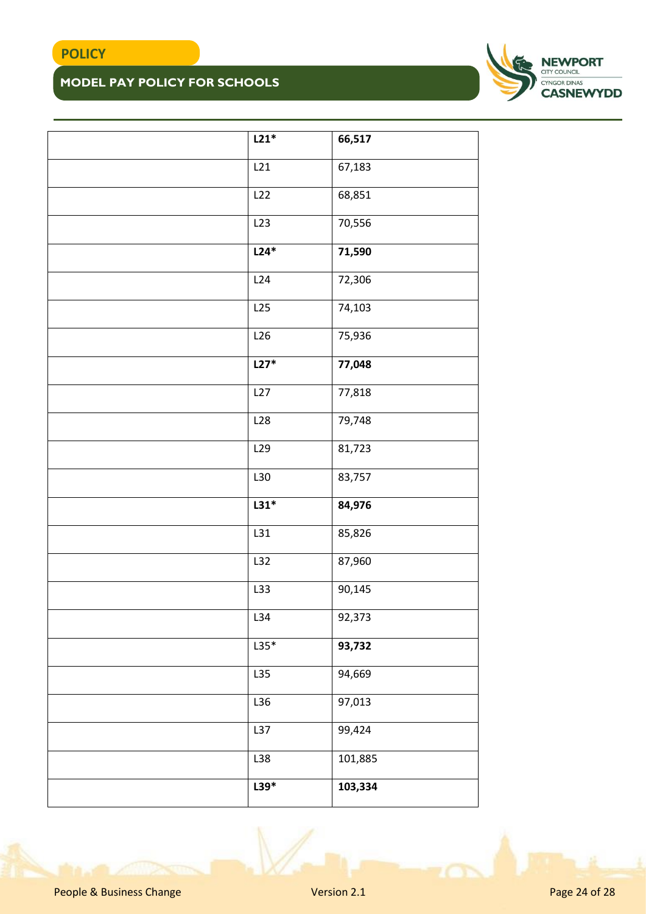| | | |
|---|---|---|
| | **L21*** | **66,517** |
| | L21 | 67,183 |
| | L22 | 68,851 |
| | L23 | 70,556 |
| | **L24*** | **71,590** |
| | L24 | 72,306 |
| | L25 | 74,103 |
| | L26 | 75,936 |
| | **L27*** | **77,048** |
| | L27 | 77,818 |
| | L28 | 79,748 |
| | L29 | 81,723 |
| | L30 | 83,757 |
| | **L31*** | **84,976** |
| | L31 | 85,826 |
| | L32 | 87,960 |
| | L33 | 90,145 |
| | L34 | 92,373 |
| | L35* | **93,732** |
| | L35 | 94,669 |
| | L36 | 97,013 |
| | L37 | 99,424 |
| | L38 | 101,885 |
| | **L39*** | **103,334** |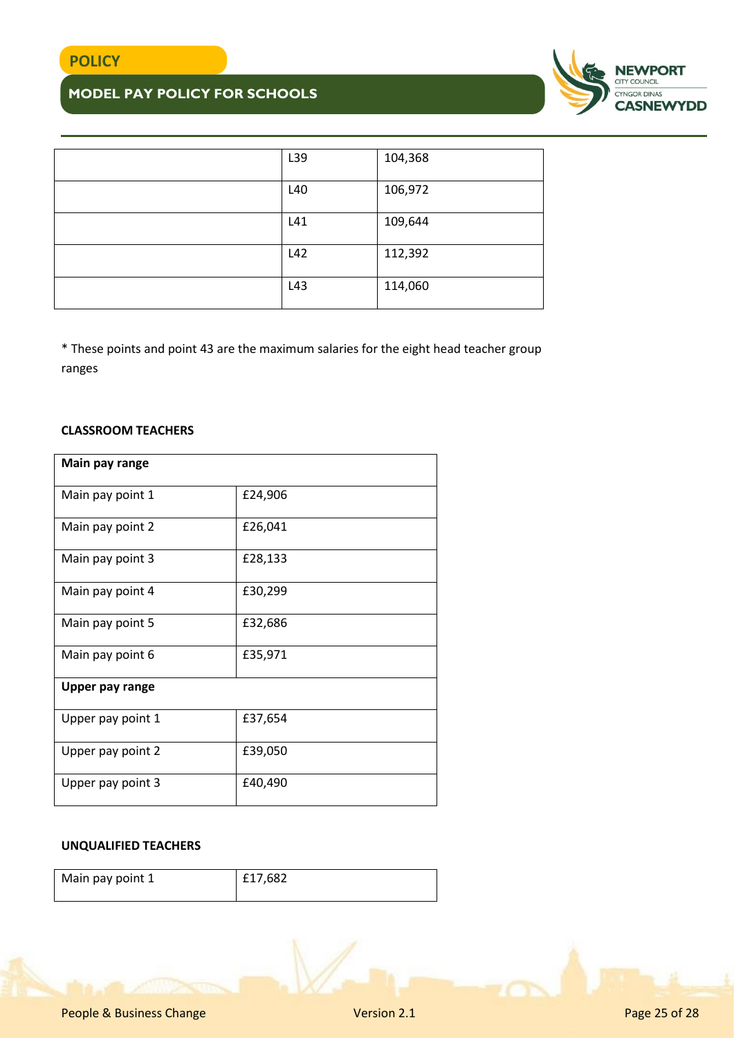| | | |
|---|---|---|
| | L39 | 104,368 |
| | L40 | 106,972 |
| | L41 | 109,644 |
| | L42 | 112,392 |
| | L43 | 114,060 |

* These points and point 43 are the maximum salaries for the eight head teacher group ranges

**CLASSROOM TEACHERS**

| **Main pay range** | |
|---|---|
| Main pay point 1 | £24,906 |
| Main pay point 2 | £26,041 |
| Main pay point 3 | £28,133 |
| Main pay point 4 | £30,299 |
| Main pay point 5 | £32,686 |
| Main pay point 6 | £35,971 |
| **Upper pay range** | |
| Upper pay point 1 | £37,654 |
| Upper pay point 2 | £39,050 |
| Upper pay point 3 | £40,490 |

**UNQUALIFIED TEACHERS**

| | |
|---|---|
| Main pay point 1 | £17,682 |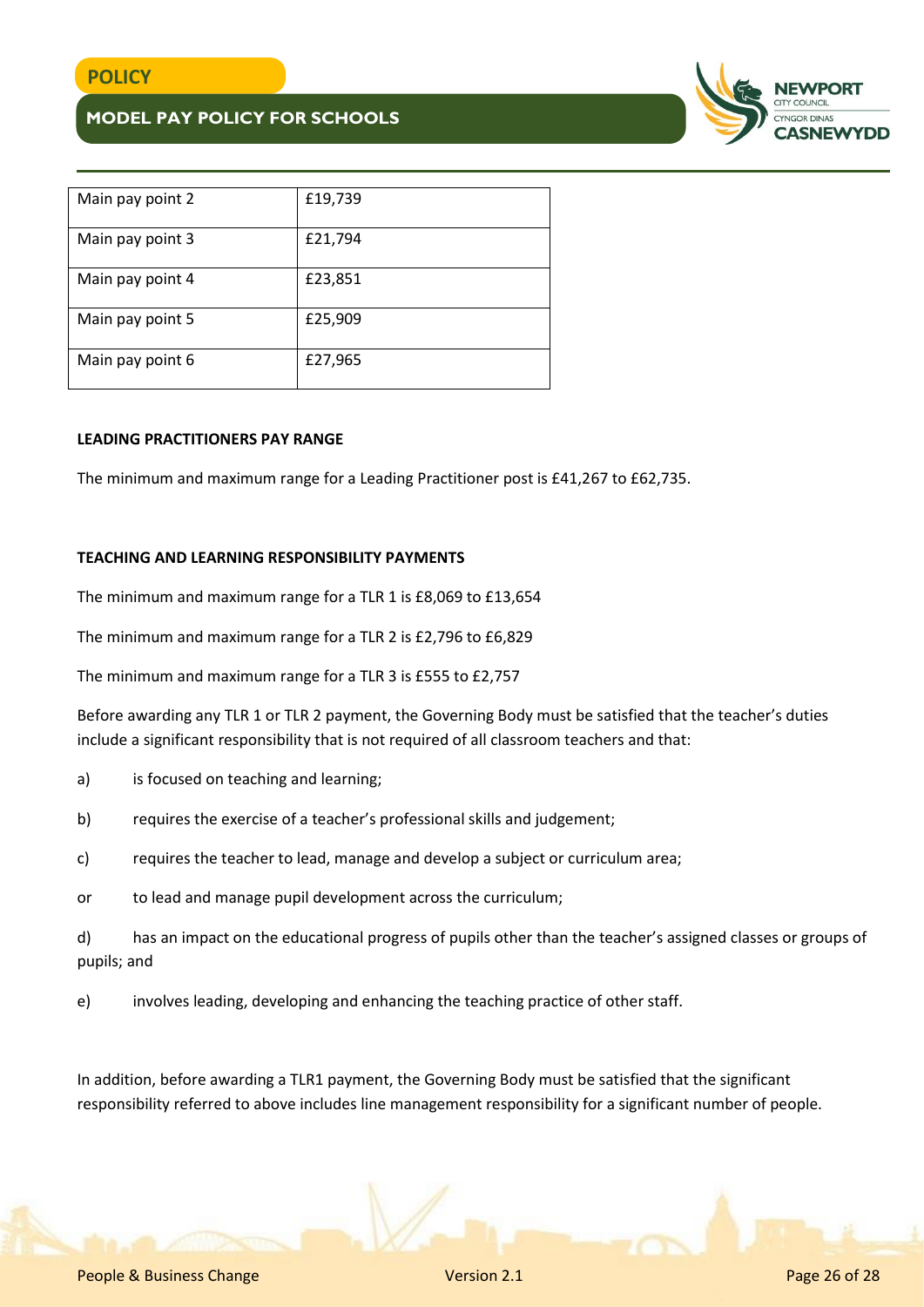| Main pay point 2 | £19,739 |
|---|---|
| Main pay point 3 | £21,794 |
| Main pay point 4 | £23,851 |
| Main pay point 5 | £25,909 |
| Main pay point 6 | £27,965 |

**LEADING PRACTITIONERS PAY RANGE**

The minimum and maximum range for a Leading Practitioner post is £41,267 to £62,735.

**TEACHING AND LEARNING RESPONSIBILITY PAYMENTS**

The minimum and maximum range for a TLR 1 is £8,069 to £13,654

The minimum and maximum range for a TLR 2 is £2,796 to £6,829

The minimum and maximum range for a TLR 3 is £555 to £2,757

Before awarding any TLR 1 or TLR 2 payment, the Governing Body must be satisfied that the teacher's duties include a significant responsibility that is not required of all classroom teachers and that:

a) is focused on teaching and learning;

b) requires the exercise of a teacher's professional skills and judgement;

c) requires the teacher to lead, manage and develop a subject or curriculum area;

or to lead and manage pupil development across the curriculum;

d) has an impact on the educational progress of pupils other than the teacher's assigned classes or groups of pupils; and

e) involves leading, developing and enhancing the teaching practice of other staff.

In addition, before awarding a TLR1 payment, the Governing Body must be satisfied that the significant responsibility referred to above includes line management responsibility for a significant number of people.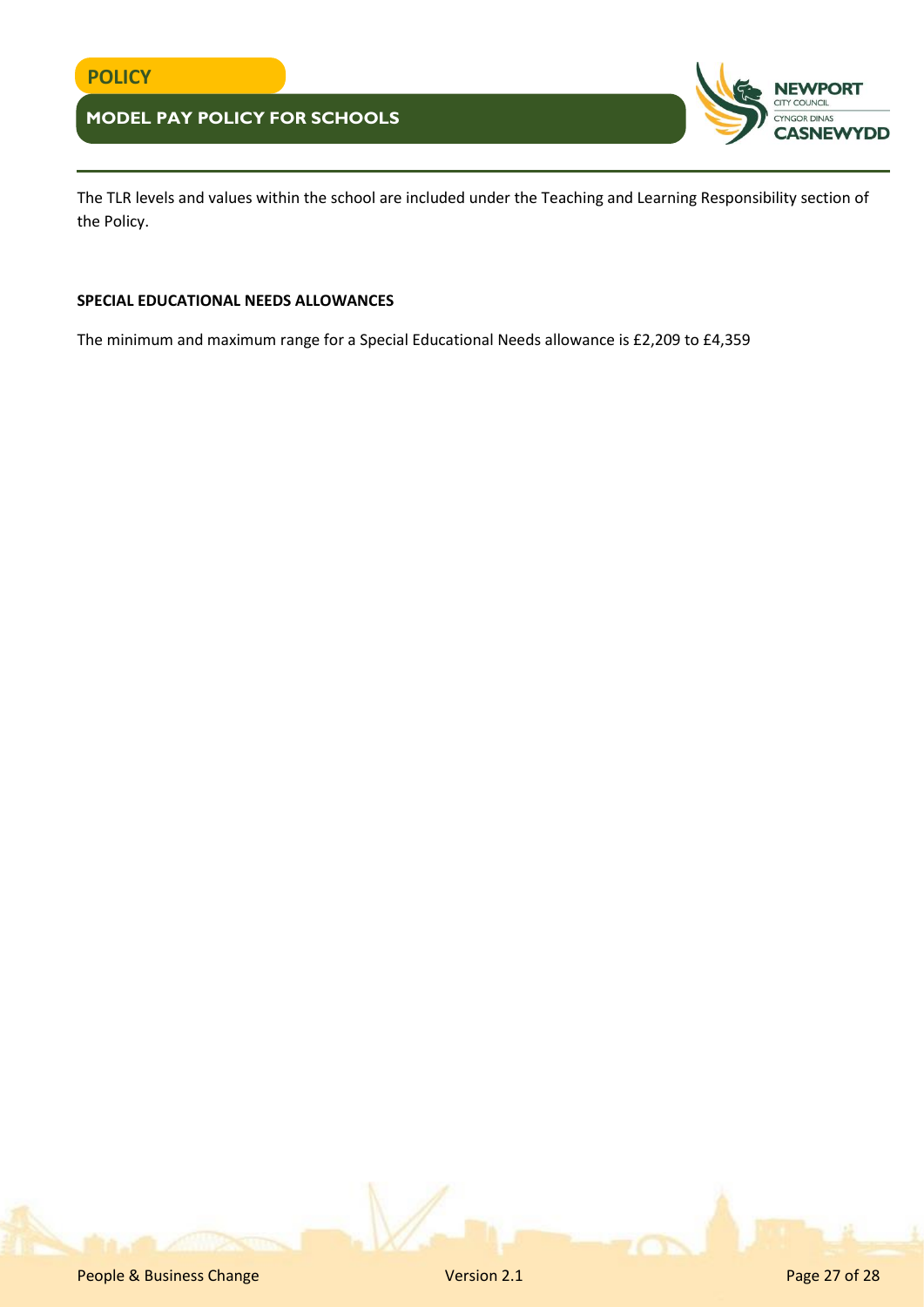The TLR levels and values within the school are included under the Teaching and Learning Responsibility section of the Policy.

**SPECIAL EDUCATIONAL NEEDS ALLOWANCES**

The minimum and maximum range for a Special Educational Needs allowance is £2,209 to £4,359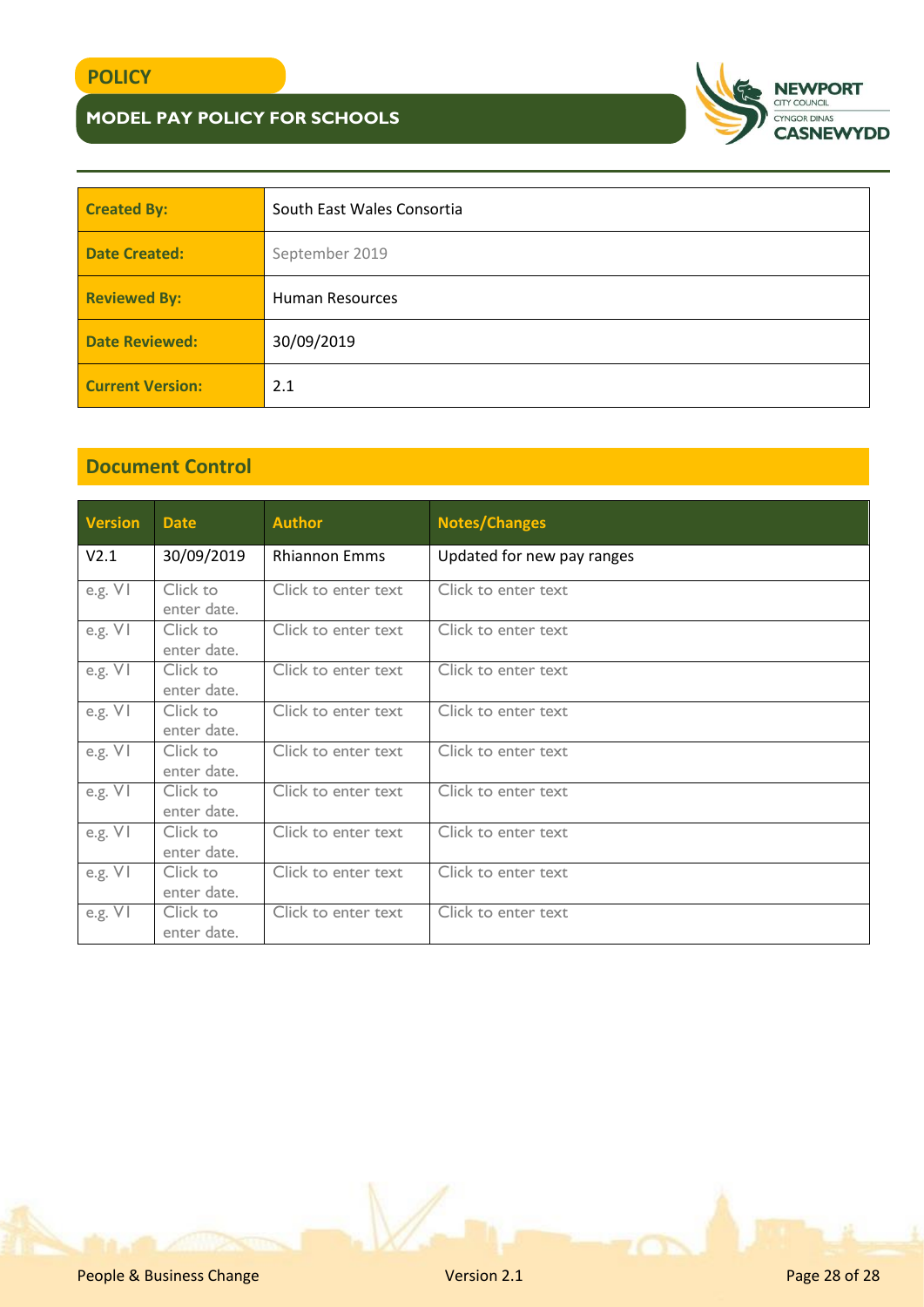# POLICY

## MODEL PAY POLICY FOR SCHOOLS

| | |
|---|---|
| **Created By:** | South East Wales Consortia |
| **Date Created:** | September 2019 |
| **Reviewed By:** | Human Resources |
| **Date Reviewed:** | 30/09/2019 |
| **Current Version:** | 2.1 |

## Document Control

| Version | Date | Author | Notes/Changes |
|---|---|---|---|
| V2.1 | 30/09/2019 | Rhiannon Emms | Updated for new pay ranges |
| e.g. V1 | Click to enter date. | Click to enter text | Click to enter text |
| e.g. V1 | Click to enter date. | Click to enter text | Click to enter text |
| e.g. V1 | Click to enter date. | Click to enter text | Click to enter text |
| e.g. V1 | Click to enter date. | Click to enter text | Click to enter text |
| e.g. V1 | Click to enter date. | Click to enter text | Click to enter text |
| e.g. V1 | Click to enter date. | Click to enter text | Click to enter text |
| e.g. V1 | Click to enter date. | Click to enter text | Click to enter text |
| e.g. V1 | Click to enter date. | Click to enter text | Click to enter text |
| e.g. V1 | Click to enter date. | Click to enter text | Click to enter text |